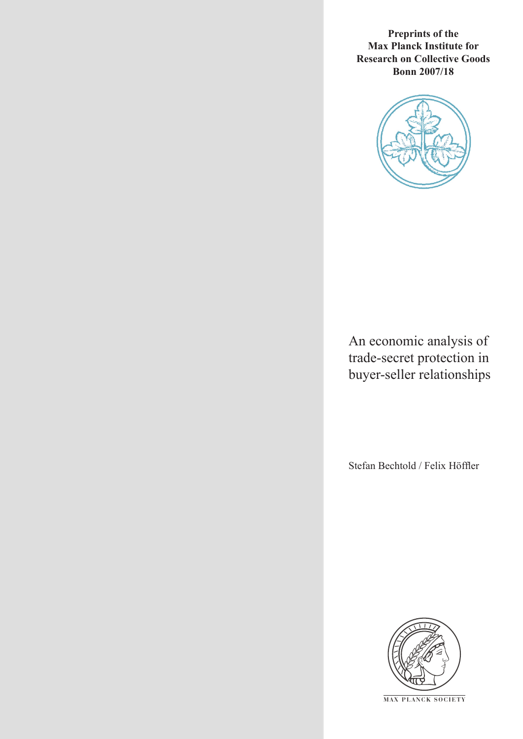**Preprints of the Max Planck Institute for Research on Collective Goods Bonn 2007/18**

# An economic analysis of trade-secret protection in buyer-seller relationships

Stefan Bechtold / Felix Höffler

MAX PLANCK SOCIETY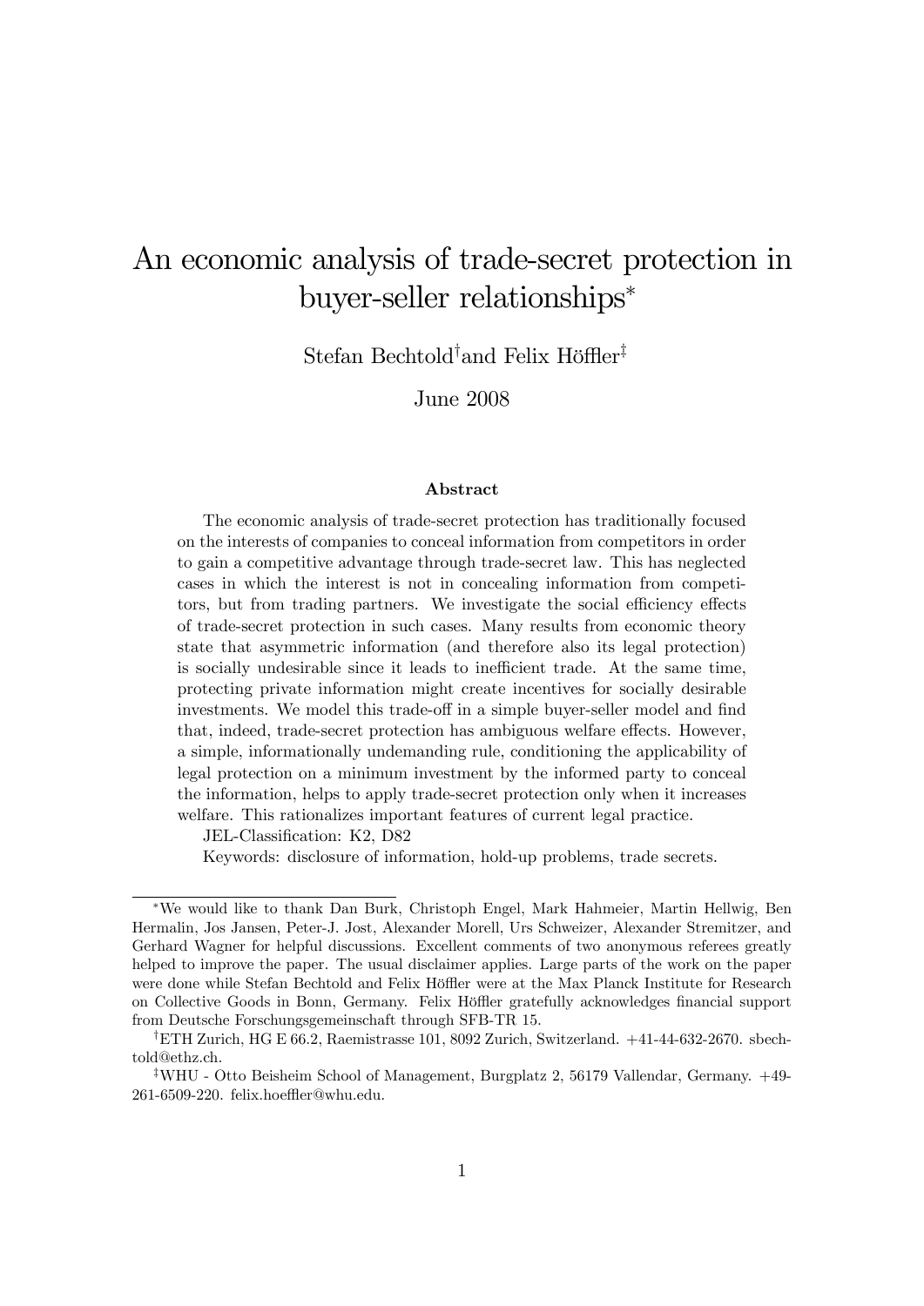# An economic analysis of trade-secret protection in buyer-seller relationships*

Stefan Bechtold[†] and Felix Höffler[‡]

June 2008

### Abstract

The economic analysis of trade-secret protection has traditionally focused on the interests of companies to conceal information from competitors in order to gain a competitive advantage through trade-secret law. This has neglected cases in which the interest is not in concealing information from competitors, but from trading partners. We investigate the social efficiency effects of trade-secret protection in such cases. Many results from economic theory state that asymmetric information (and therefore also its legal protection) is socially undesirable since it leads to inefficient trade. At the same time, protecting private information might create incentives for socially desirable investments. We model this trade-off in a simple buyer-seller model and find that, indeed, trade-secret protection has ambiguous welfare effects. However, a simple, informationally undemanding rule, conditioning the applicability of legal protection on a minimum investment by the informed party to conceal the information, helps to apply trade-secret protection only when it increases welfare. This rationalizes important features of current legal practice.

JEL-Classification: K2, D82

Keywords: disclosure of information, hold-up problems, trade secrets.

---

*We would like to thank Dan Burk, Christoph Engel, Mark Hahmeier, Martin Hellwig, Ben Hermalin, Jos Jansen, Peter-J. Jost, Alexander Morell, Urs Schweizer, Alexander Stremitzer, and Gerhard Wagner for helpful discussions. Excellent comments of two anonymous referees greatly helped to improve the paper. The usual disclaimer applies. Large parts of the work on the paper were done while Stefan Bechtold and Felix Höffler were at the Max Planck Institute for Research on Collective Goods in Bonn, Germany. Felix Höffler gratefully acknowledges financial support from Deutsche Forschungsgemeinschaft through SFB-TR 15.

[†]ETH Zurich, HG E 66.2, Raemistrasse 101, 8092 Zurich, Switzerland. +41-44-632-2670. sbechtold@ethz.ch.

[‡]WHU - Otto Beisheim School of Management, Burgplatz 2, 56179 Vallendar, Germany. +49-261-6509-220. felix.hoeffler@whu.edu.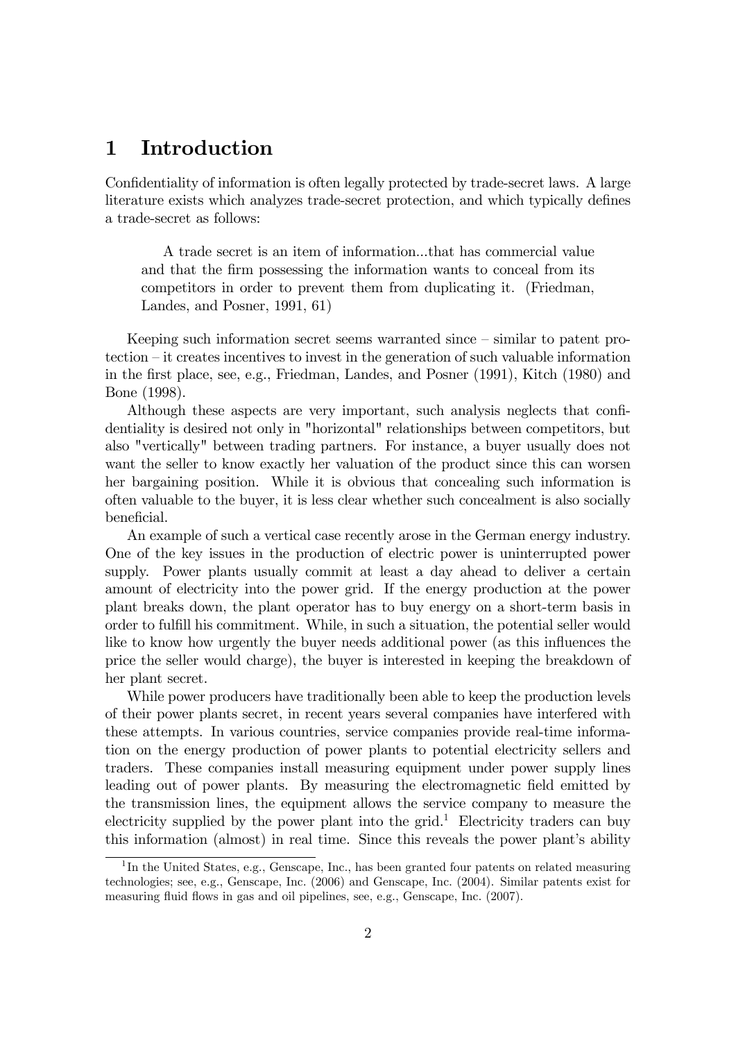# 1 Introduction

Confidentiality of information is often legally protected by trade-secret laws. A large literature exists which analyzes trade-secret protection, and which typically defines a trade-secret as follows:

> A trade secret is an item of information...that has commercial value and that the firm possessing the information wants to conceal from its competitors in order to prevent them from duplicating it. (Friedman, Landes, and Posner, 1991, 61)

Keeping such information secret seems warranted since – similar to patent protection – it creates incentives to invest in the generation of such valuable information in the first place, see, e.g., Friedman, Landes, and Posner (1991), Kitch (1980) and Bone (1998).

Although these aspects are very important, such analysis neglects that confidentiality is desired not only in "horizontal" relationships between competitors, but also "vertically" between trading partners. For instance, a buyer usually does not want the seller to know exactly her valuation of the product since this can worsen her bargaining position. While it is obvious that concealing such information is often valuable to the buyer, it is less clear whether such concealment is also socially beneficial.

An example of such a vertical case recently arose in the German energy industry. One of the key issues in the production of electric power is uninterrupted power supply. Power plants usually commit at least a day ahead to deliver a certain amount of electricity into the power grid. If the energy production at the power plant breaks down, the plant operator has to buy energy on a short-term basis in order to fulfill his commitment. While, in such a situation, the potential seller would like to know how urgently the buyer needs additional power (as this influences the price the seller would charge), the buyer is interested in keeping the breakdown of her plant secret.

While power producers have traditionally been able to keep the production levels of their power plants secret, in recent years several companies have interfered with these attempts. In various countries, service companies provide real-time information on the energy production of power plants to potential electricity sellers and traders. These companies install measuring equipment under power supply lines leading out of power plants. By measuring the electromagnetic field emitted by the transmission lines, the equipment allows the service company to measure the electricity supplied by the power plant into the grid.[1] Electricity traders can buy this information (almost) in real time. Since this reveals the power plant's ability

[1] In the United States, e.g., Genscape, Inc., has been granted four patents on related measuring technologies; see, e.g., Genscape, Inc. (2006) and Genscape, Inc. (2004). Similar patents exist for measuring fluid flows in gas and oil pipelines, see, e.g., Genscape, Inc. (2007).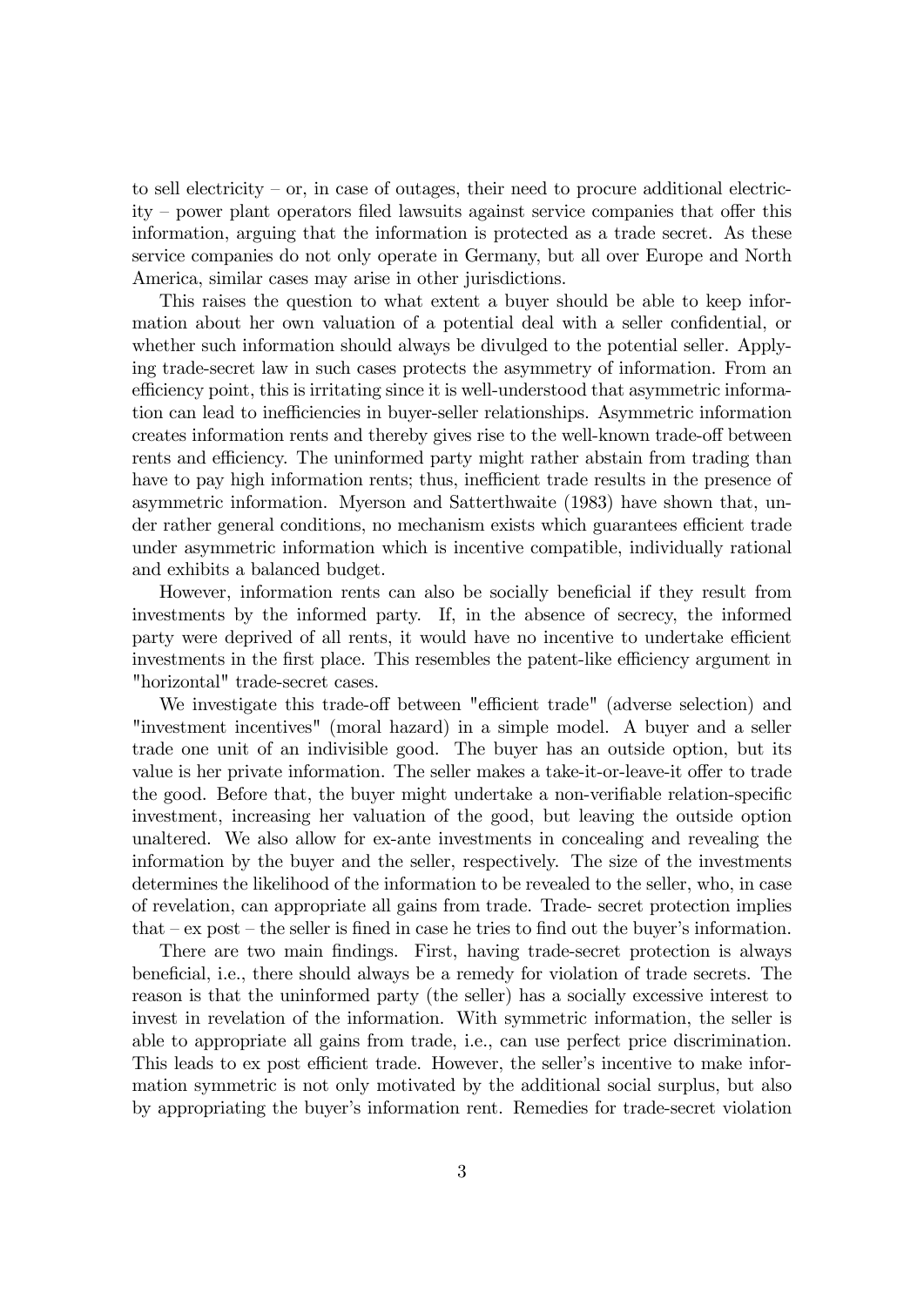to sell electricity – or, in case of outages, their need to procure additional electricity – power plant operators filed lawsuits against service companies that offer this information, arguing that the information is protected as a trade secret. As these service companies do not only operate in Germany, but all over Europe and North America, similar cases may arise in other jurisdictions.

This raises the question to what extent a buyer should be able to keep information about her own valuation of a potential deal with a seller confidential, or whether such information should always be divulged to the potential seller. Applying trade-secret law in such cases protects the asymmetry of information. From an efficiency point, this is irritating since it is well-understood that asymmetric information can lead to inefficiencies in buyer-seller relationships. Asymmetric information creates information rents and thereby gives rise to the well-known trade-off between rents and efficiency. The uninformed party might rather abstain from trading than have to pay high information rents; thus, inefficient trade results in the presence of asymmetric information. Myerson and Satterthwaite (1983) have shown that, under rather general conditions, no mechanism exists which guarantees efficient trade under asymmetric information which is incentive compatible, individually rational and exhibits a balanced budget.

However, information rents can also be socially beneficial if they result from investments by the informed party. If, in the absence of secrecy, the informed party were deprived of all rents, it would have no incentive to undertake efficient investments in the first place. This resembles the patent-like efficiency argument in "horizontal" trade-secret cases.

We investigate this trade-off between "efficient trade" (adverse selection) and "investment incentives" (moral hazard) in a simple model. A buyer and a seller trade one unit of an indivisible good. The buyer has an outside option, but its value is her private information. The seller makes a take-it-or-leave-it offer to trade the good. Before that, the buyer might undertake a non-verifiable relation-specific investment, increasing her valuation of the good, but leaving the outside option unaltered. We also allow for ex-ante investments in concealing and revealing the information by the buyer and the seller, respectively. The size of the investments determines the likelihood of the information to be revealed to the seller, who, in case of revelation, can appropriate all gains from trade. Trade- secret protection implies that – ex post – the seller is fined in case he tries to find out the buyer's information.

There are two main findings. First, having trade-secret protection is always beneficial, i.e., there should always be a remedy for violation of trade secrets. The reason is that the uninformed party (the seller) has a socially excessive interest to invest in revelation of the information. With symmetric information, the seller is able to appropriate all gains from trade, i.e., can use perfect price discrimination. This leads to ex post efficient trade. However, the seller's incentive to make information symmetric is not only motivated by the additional social surplus, but also by appropriating the buyer's information rent. Remedies for trade-secret violation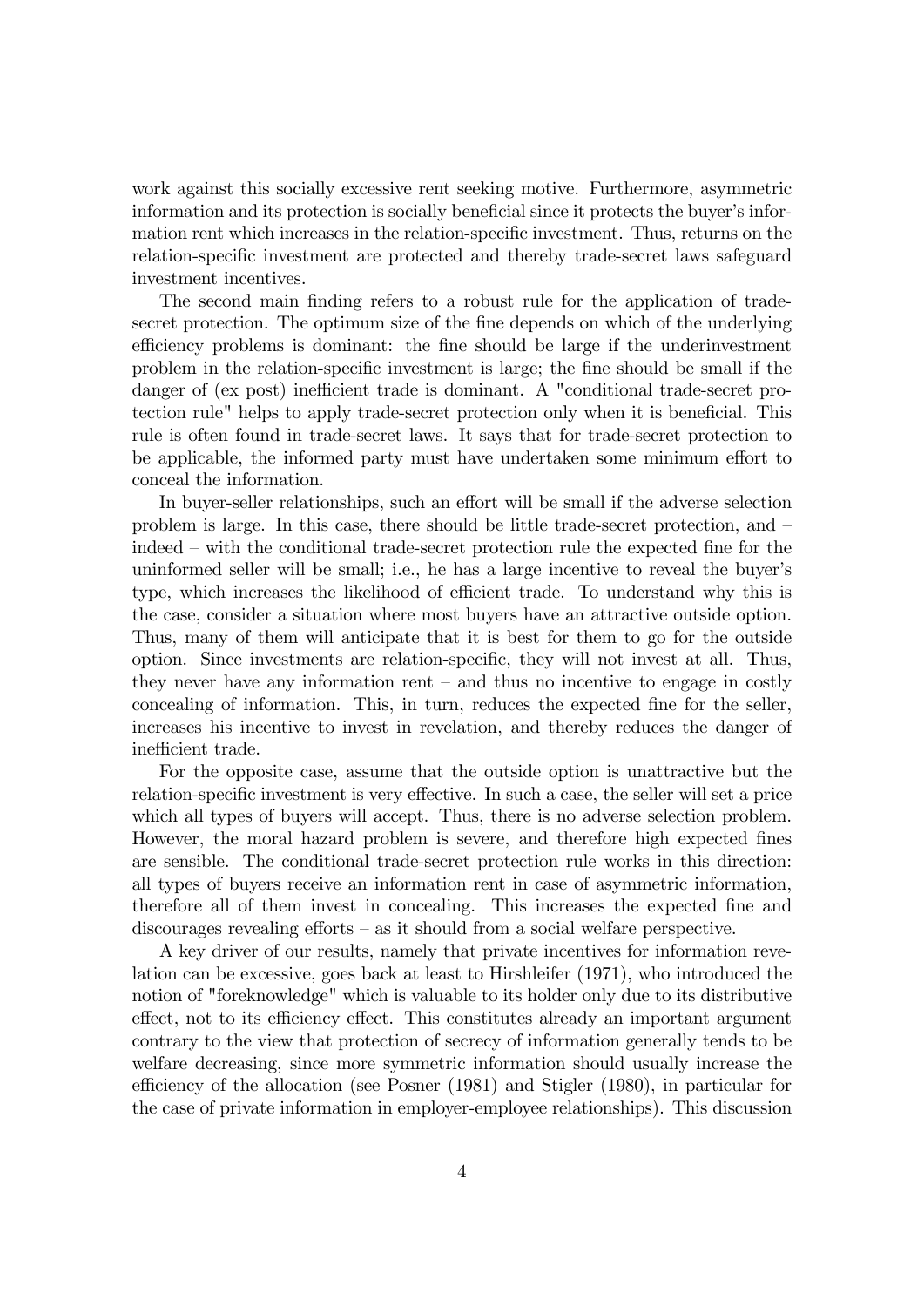work against this socially excessive rent seeking motive. Furthermore, asymmetric information and its protection is socially beneficial since it protects the buyer's information rent which increases in the relation-specific investment. Thus, returns on the relation-specific investment are protected and thereby trade-secret laws safeguard investment incentives.

The second main finding refers to a robust rule for the application of trade-secret protection. The optimum size of the fine depends on which of the underlying efficiency problems is dominant: the fine should be large if the underinvestment problem in the relation-specific investment is large; the fine should be small if the danger of (ex post) inefficient trade is dominant. A "conditional trade-secret protection rule" helps to apply trade-secret protection only when it is beneficial. This rule is often found in trade-secret laws. It says that for trade-secret protection to be applicable, the informed party must have undertaken some minimum effort to conceal the information.

In buyer-seller relationships, such an effort will be small if the adverse selection problem is large. In this case, there should be little trade-secret protection, and – indeed – with the conditional trade-secret protection rule the expected fine for the uninformed seller will be small; i.e., he has a large incentive to reveal the buyer's type, which increases the likelihood of efficient trade. To understand why this is the case, consider a situation where most buyers have an attractive outside option. Thus, many of them will anticipate that it is best for them to go for the outside option. Since investments are relation-specific, they will not invest at all. Thus, they never have any information rent – and thus no incentive to engage in costly concealing of information. This, in turn, reduces the expected fine for the seller, increases his incentive to invest in revelation, and thereby reduces the danger of inefficient trade.

For the opposite case, assume that the outside option is unattractive but the relation-specific investment is very effective. In such a case, the seller will set a price which all types of buyers will accept. Thus, there is no adverse selection problem. However, the moral hazard problem is severe, and therefore high expected fines are sensible. The conditional trade-secret protection rule works in this direction: all types of buyers receive an information rent in case of asymmetric information, therefore all of them invest in concealing. This increases the expected fine and discourages revealing efforts – as it should from a social welfare perspective.

A key driver of our results, namely that private incentives for information revelation can be excessive, goes back at least to Hirshleifer (1971), who introduced the notion of "foreknowledge" which is valuable to its holder only due to its distributive effect, not to its efficiency effect. This constitutes already an important argument contrary to the view that protection of secrecy of information generally tends to be welfare decreasing, since more symmetric information should usually increase the efficiency of the allocation (see Posner (1981) and Stigler (1980), in particular for the case of private information in employer-employee relationships). This discussion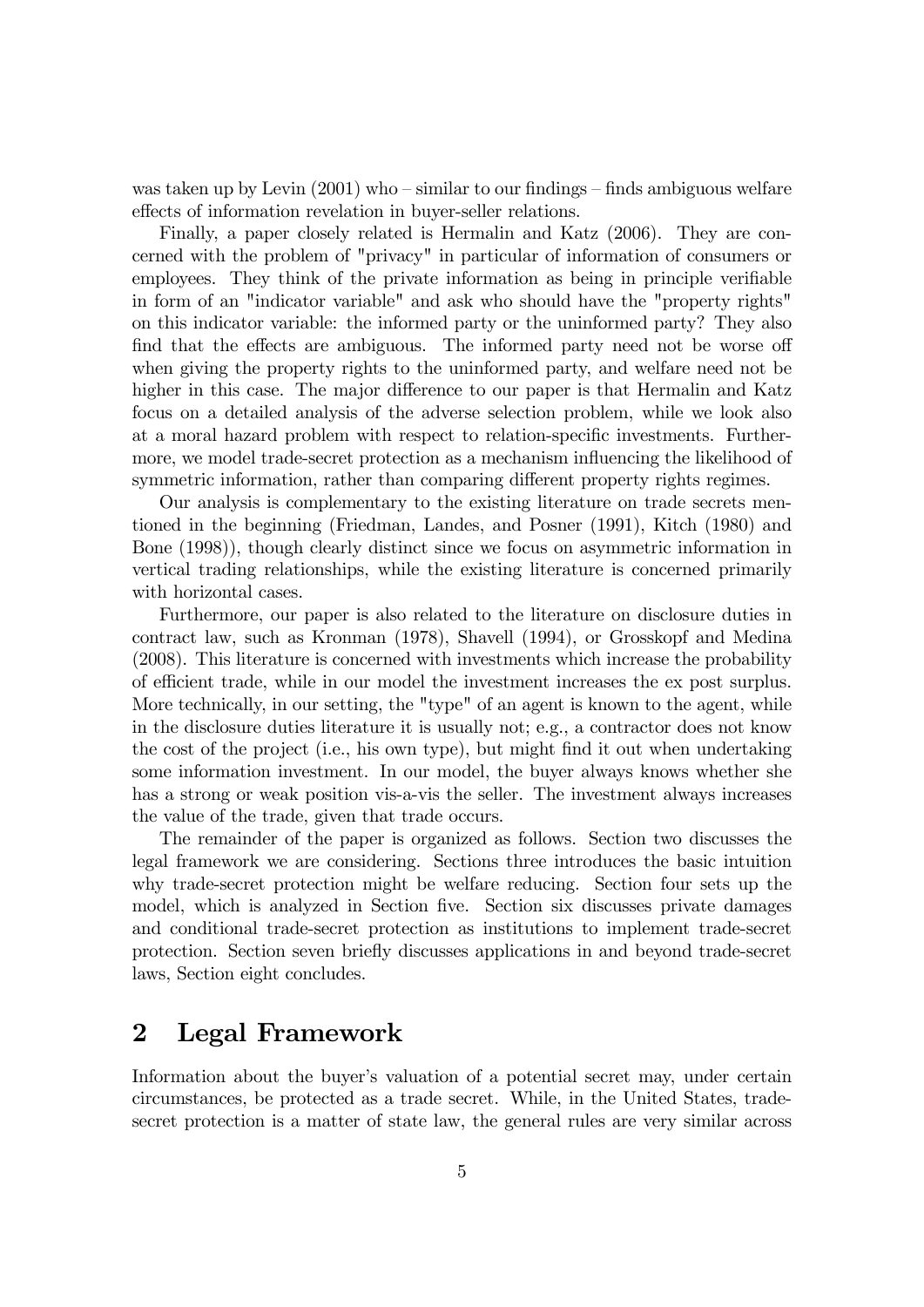was taken up by Levin (2001) who – similar to our findings – finds ambiguous welfare effects of information revelation in buyer-seller relations.

Finally, a paper closely related is Hermalin and Katz (2006). They are concerned with the problem of "privacy" in particular of information of consumers or employees. They think of the private information as being in principle verifiable in form of an "indicator variable" and ask who should have the "property rights" on this indicator variable: the informed party or the uninformed party? They also find that the effects are ambiguous. The informed party need not be worse off when giving the property rights to the uninformed party, and welfare need not be higher in this case. The major difference to our paper is that Hermalin and Katz focus on a detailed analysis of the adverse selection problem, while we look also at a moral hazard problem with respect to relation-specific investments. Furthermore, we model trade-secret protection as a mechanism influencing the likelihood of symmetric information, rather than comparing different property rights regimes.

Our analysis is complementary to the existing literature on trade secrets mentioned in the beginning (Friedman, Landes, and Posner (1991), Kitch (1980) and Bone (1998)), though clearly distinct since we focus on asymmetric information in vertical trading relationships, while the existing literature is concerned primarily with horizontal cases.

Furthermore, our paper is also related to the literature on disclosure duties in contract law, such as Kronman (1978), Shavell (1994), or Grosskopf and Medina (2008). This literature is concerned with investments which increase the probability of efficient trade, while in our model the investment increases the ex post surplus. More technically, in our setting, the "type" of an agent is known to the agent, while in the disclosure duties literature it is usually not; e.g., a contractor does not know the cost of the project (i.e., his own type), but might find it out when undertaking some information investment. In our model, the buyer always knows whether she has a strong or weak position vis-a-vis the seller. The investment always increases the value of the trade, given that trade occurs.

The remainder of the paper is organized as follows. Section two discusses the legal framework we are considering. Sections three introduces the basic intuition why trade-secret protection might be welfare reducing. Section four sets up the model, which is analyzed in Section five. Section six discusses private damages and conditional trade-secret protection as institutions to implement trade-secret protection. Section seven briefly discusses applications in and beyond trade-secret laws, Section eight concludes.

## 2 Legal Framework

Information about the buyer's valuation of a potential secret may, under certain circumstances, be protected as a trade secret. While, in the United States, trade-secret protection is a matter of state law, the general rules are very similar across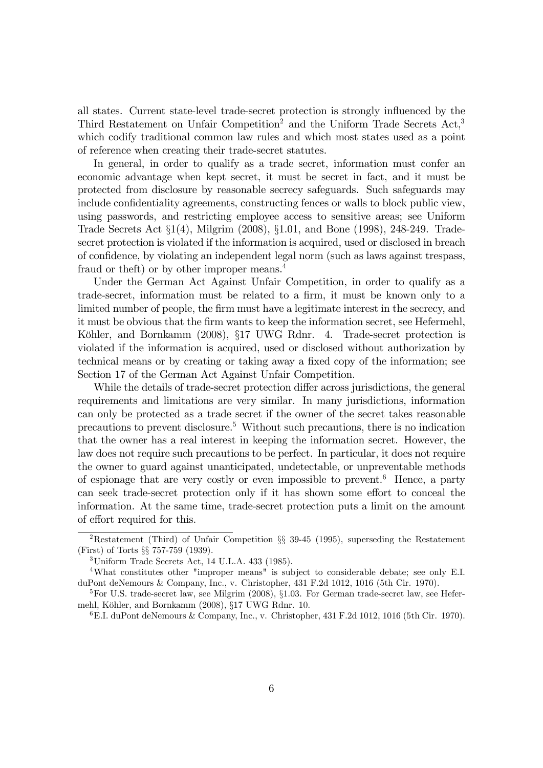all states. Current state-level trade-secret protection is strongly influenced by the Third Restatement on Unfair Competition[2] and the Uniform Trade Secrets Act,[3] which codify traditional common law rules and which most states used as a point of reference when creating their trade-secret statutes.

In general, in order to qualify as a trade secret, information must confer an economic advantage when kept secret, it must be secret in fact, and it must be protected from disclosure by reasonable secrecy safeguards. Such safeguards may include confidentiality agreements, constructing fences or walls to block public view, using passwords, and restricting employee access to sensitive areas; see Uniform Trade Secrets Act §1(4), Milgrim (2008), §1.01, and Bone (1998), 248-249. Trade-secret protection is violated if the information is acquired, used or disclosed in breach of confidence, by violating an independent legal norm (such as laws against trespass, fraud or theft) or by other improper means.[4]

Under the German Act Against Unfair Competition, in order to qualify as a trade-secret, information must be related to a firm, it must be known only to a limited number of people, the firm must have a legitimate interest in the secrecy, and it must be obvious that the firm wants to keep the information secret, see Hefermehl, Köhler, and Bornkamm (2008), §17 UWG Rdnr. 4. Trade-secret protection is violated if the information is acquired, used or disclosed without authorization by technical means or by creating or taking away a fixed copy of the information; see Section 17 of the German Act Against Unfair Competition.

While the details of trade-secret protection differ across jurisdictions, the general requirements and limitations are very similar. In many jurisdictions, information can only be protected as a trade secret if the owner of the secret takes reasonable precautions to prevent disclosure.[5] Without such precautions, there is no indication that the owner has a real interest in keeping the information secret. However, the law does not require such precautions to be perfect. In particular, it does not require the owner to guard against unanticipated, undetectable, or unpreventable methods of espionage that are very costly or even impossible to prevent.[6] Hence, a party can seek trade-secret protection only if it has shown some effort to conceal the information. At the same time, trade-secret protection puts a limit on the amount of effort required for this.

---

[2] Restatement (Third) of Unfair Competition §§ 39-45 (1995), superseding the Restatement (First) of Torts §§ 757-759 (1939).

[3] Uniform Trade Secrets Act, 14 U.L.A. 433 (1985).

[4] What constitutes other "improper means" is subject to considerable debate; see only E.I. duPont deNemours & Company, Inc., v. Christopher, 431 F.2d 1012, 1016 (5th Cir. 1970).

[5] For U.S. trade-secret law, see Milgrim (2008), §1.03. For German trade-secret law, see Hefermehl, Köhler, and Bornkamm (2008), §17 UWG Rdnr. 10.

[6] E.I. duPont deNemours & Company, Inc., v. Christopher, 431 F.2d 1012, 1016 (5th Cir. 1970).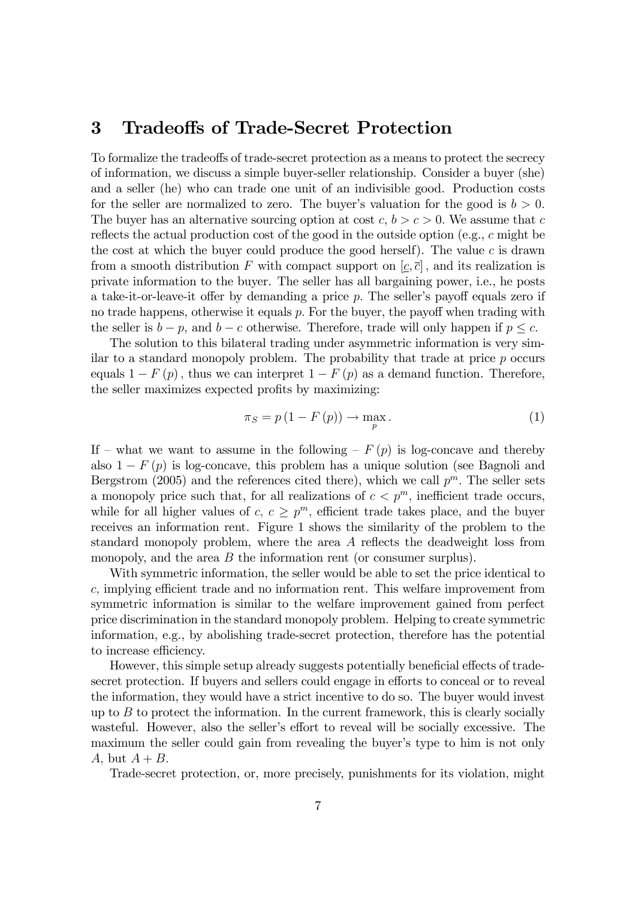## 3 Tradeoffs of Trade-Secret Protection

To formalize the tradeoffs of trade-secret protection as a means to protect the secrecy of information, we discuss a simple buyer-seller relationship. Consider a buyer (she) and a seller (he) who can trade one unit of an indivisible good. Production costs for the seller are normalized to zero. The buyer's valuation for the good is $b > 0$. The buyer has an alternative sourcing option at cost $c$, $b > c > 0$. We assume that $c$ reflects the actual production cost of the good in the outside option (e.g., $c$ might be the cost at which the buyer could produce the good herself). The value $c$ is drawn from a smooth distribution $F$ with compact support on $[\underline{c}, \overline{c}]$, and its realization is private information to the buyer. The seller has all bargaining power, i.e., he posts a take-it-or-leave-it offer by demanding a price $p$. The seller's payoff equals zero if no trade happens, otherwise it equals $p$. For the buyer, the payoff when trading with the seller is $b - p$, and $b - c$ otherwise. Therefore, trade will only happen if $p \leq c$.

The solution to this bilateral trading under asymmetric information is very similar to a standard monopoly problem. The probability that trade at price $p$ occurs equals $1 - F(p)$, thus we can interpret $1 - F(p)$ as a demand function. Therefore, the seller maximizes expected profits by maximizing:

$$\pi_S = p(1 - F(p)) \to \max_p . \tag{1}$$

If – what we want to assume in the following – $F(p)$ is log-concave and thereby also $1 - F(p)$ is log-concave, this problem has a unique solution (see Bagnoli and Bergstrom (2005) and the references cited there), which we call $p^m$. The seller sets a monopoly price such that, for all realizations of $c < p^m$, inefficient trade occurs, while for all higher values of $c$, $c \geq p^m$, efficient trade takes place, and the buyer receives an information rent. Figure 1 shows the similarity of the problem to the standard monopoly problem, where the area $A$ reflects the deadweight loss from monopoly, and the area $B$ the information rent (or consumer surplus).

With symmetric information, the seller would be able to set the price identical to $c$, implying efficient trade and no information rent. This welfare improvement from symmetric information is similar to the welfare improvement gained from perfect price discrimination in the standard monopoly problem. Helping to create symmetric information, e.g., by abolishing trade-secret protection, therefore has the potential to increase efficiency.

However, this simple setup already suggests potentially beneficial effects of trade-secret protection. If buyers and sellers could engage in efforts to conceal or to reveal the information, they would have a strict incentive to do so. The buyer would invest up to $B$ to protect the information. In the current framework, this is clearly socially wasteful. However, also the seller's effort to reveal will be socially excessive. The maximum the seller could gain from revealing the buyer's type to him is not only $A$, but $A + B$.

Trade-secret protection, or, more precisely, punishments for its violation, might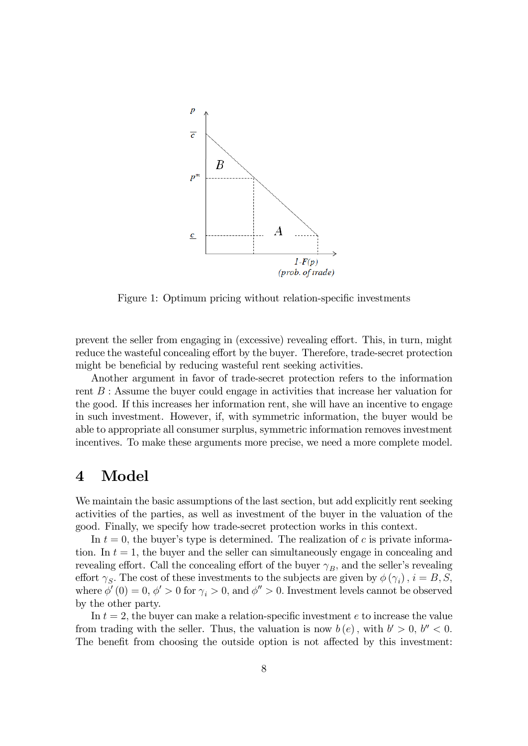Figure 1: Optimum pricing without relation-specific investments

prevent the seller from engaging in (excessive) revealing effort. This, in turn, might reduce the wasteful concealing effort by the buyer. Therefore, trade-secret protection might be beneficial by reducing wasteful rent seeking activities.

Another argument in favor of trade-secret protection refers to the information rent $B$ : Assume the buyer could engage in activities that increase her valuation for the good. If this increases her information rent, she will have an incentive to engage in such investment. However, if, with symmetric information, the buyer would be able to appropriate all consumer surplus, symmetric information removes investment incentives. To make these arguments more precise, we need a more complete model.

# 4 Model

We maintain the basic assumptions of the last section, but add explicitly rent seeking activities of the parties, as well as investment of the buyer in the valuation of the good. Finally, we specify how trade-secret protection works in this context.

In $t = 0$, the buyer's type is determined. The realization of $c$ is private information. In $t = 1$, the buyer and the seller can simultaneously engage in concealing and revealing effort. Call the concealing effort of the buyer $\gamma_B$, and the seller's revealing effort $\gamma_S$. The cost of these investments to the subjects are given by $\phi(\gamma_i)$, $i = B, S$, where $\phi'(0) = 0$, $\phi' > 0$ for $\gamma_i > 0$, and $\phi'' > 0$. Investment levels cannot be observed by the other party.

In $t = 2$, the buyer can make a relation-specific investment $e$ to increase the value from trading with the seller. Thus, the valuation is now $b(e)$, with $b' > 0$, $b'' < 0$. The benefit from choosing the outside option is not affected by this investment: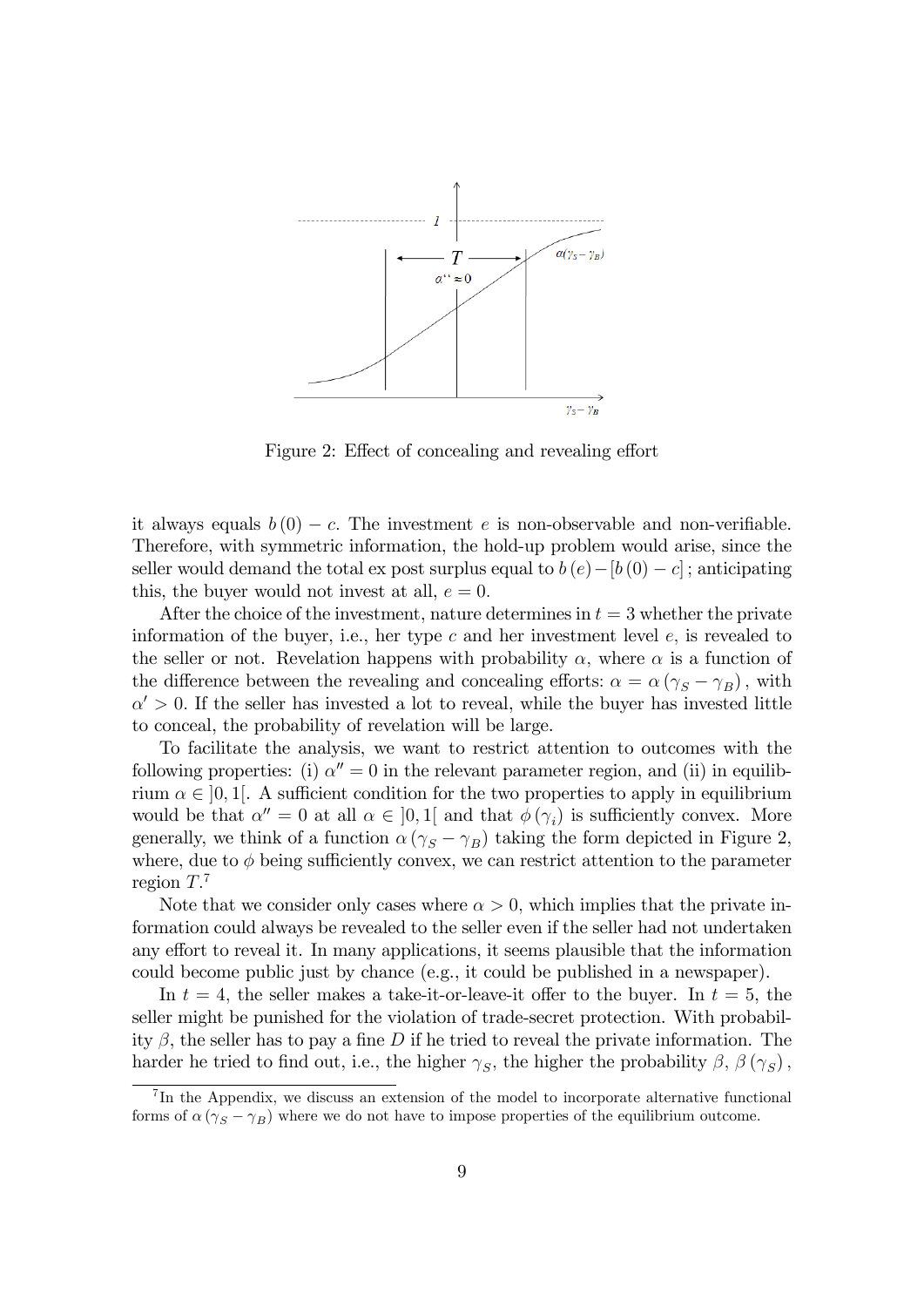Figure 2: Effect of concealing and revealing effort

it always equals $b(0) - c$. The investment $e$ is non-observable and non-verifiable. Therefore, with symmetric information, the hold-up problem would arise, since the seller would demand the total ex post surplus equal to $b(e) - [b(0) - c]$; anticipating this, the buyer would not invest at all, $e = 0$.

After the choice of the investment, nature determines in $t = 3$ whether the private information of the buyer, i.e., her type $c$ and her investment level $e$, is revealed to the seller or not. Revelation happens with probability $\alpha$, where $\alpha$ is a function of the difference between the revealing and concealing efforts: $\alpha = \alpha(\gamma_S - \gamma_B)$, with $\alpha' > 0$. If the seller has invested a lot to reveal, while the buyer has invested little to conceal, the probability of revelation will be large.

To facilitate the analysis, we want to restrict attention to outcomes with the following properties: (i) $\alpha'' = 0$ in the relevant parameter region, and (ii) in equilibrium $\alpha \in ]0, 1[$. A sufficient condition for the two properties to apply in equilibrium would be that $\alpha'' = 0$ at all $\alpha \in ]0, 1[$ and that $\phi(\gamma_i)$ is sufficiently convex. More generally, we think of a function $\alpha(\gamma_S - \gamma_B)$ taking the form depicted in Figure 2, where, due to $\phi$ being sufficiently convex, we can restrict attention to the parameter region $T$.[7]

Note that we consider only cases where $\alpha > 0$, which implies that the private information could always be revealed to the seller even if the seller had not undertaken any effort to reveal it. In many applications, it seems plausible that the information could become public just by chance (e.g., it could be published in a newspaper).

In $t = 4$, the seller makes a take-it-or-leave-it offer to the buyer. In $t = 5$, the seller might be punished for the violation of trade-secret protection. With probability $\beta$, the seller has to pay a fine $D$ if he tried to reveal the private information. The harder he tried to find out, i.e., the higher $\gamma_S$, the higher the probability $\beta$, $\beta(\gamma_S)$,

[7] In the Appendix, we discuss an extension of the model to incorporate alternative functional forms of $\alpha(\gamma_S - \gamma_B)$ where we do not have to impose properties of the equilibrium outcome.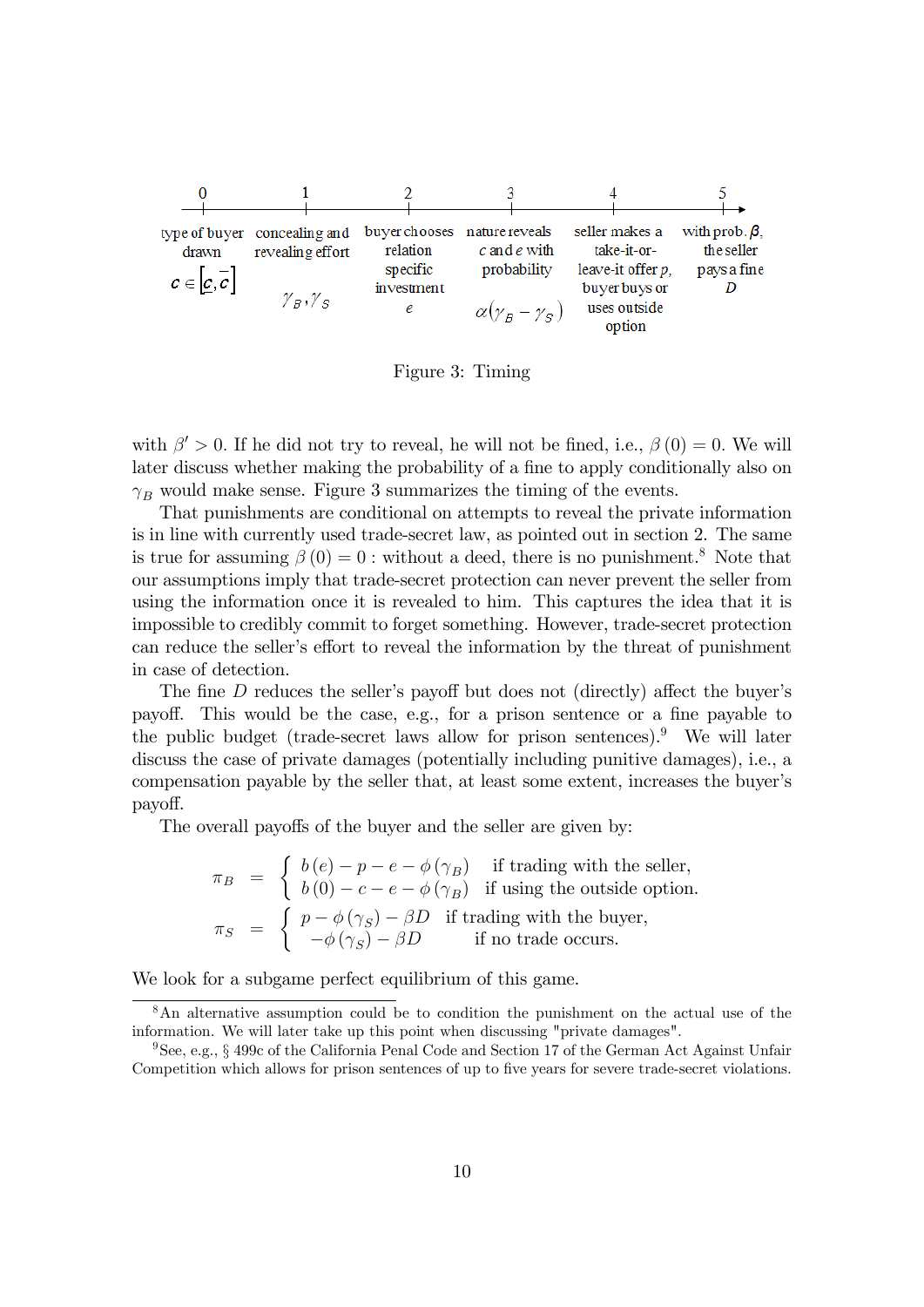| 0 | 1 | 2 | 3 | 4 | 5 |
|---|---|---|---|---|---|
| type of buyer drawn $c \in [\underline{c}, \bar{c}]$ | concealing and revealing effort $\gamma_B, \gamma_S$ | buyer chooses relation specific investment $e$ | nature reveals $c$ and $e$ with probability $\alpha(\gamma_B - \gamma_S)$ | seller makes a take-it-or-leave-it offer $p$, buyer buys or uses outside option | with prob. $\beta$, the seller pays a fine $D$ |

Figure 3: Timing

with $\beta' > 0$. If he did not try to reveal, he will not be fined, i.e., $\beta(0) = 0$. We will later discuss whether making the probability of a fine to apply conditionally also on $\gamma_B$ would make sense. Figure 3 summarizes the timing of the events.

That punishments are conditional on attempts to reveal the private information is in line with currently used trade-secret law, as pointed out in section 2. The same is true for assuming $\beta(0) = 0$ : without a deed, there is no punishment.[8] Note that our assumptions imply that trade-secret protection can never prevent the seller from using the information once it is revealed to him. This captures the idea that it is impossible to credibly commit to forget something. However, trade-secret protection can reduce the seller's effort to reveal the information by the threat of punishment in case of detection.

The fine $D$ reduces the seller's payoff but does not (directly) affect the buyer's payoff. This would be the case, e.g., for a prison sentence or a fine payable to the public budget (trade-secret laws allow for prison sentences).[9] We will later discuss the case of private damages (potentially including punitive damages), i.e., a compensation payable by the seller that, at least some extent, increases the buyer's payoff.

The overall payoffs of the buyer and the seller are given by:

$$\pi_B = \begin{cases} b(e) - p - e - \phi(\gamma_B) & \text{if trading with the seller,} \\ b(0) - c - e - \phi(\gamma_B) & \text{if using the outside option.} \end{cases}$$

$$\pi_S = \begin{cases} p - \phi(\gamma_S) - \beta D & \text{if trading with the buyer,} \\ -\phi(\gamma_S) - \beta D & \text{if no trade occurs.} \end{cases}$$

We look for a subgame perfect equilibrium of this game.

[8] An alternative assumption could be to condition the punishment on the actual use of the information. We will later take up this point when discussing "private damages".

[9] See, e.g., § 499c of the California Penal Code and Section 17 of the German Act Against Unfair Competition which allows for prison sentences of up to five years for severe trade-secret violations.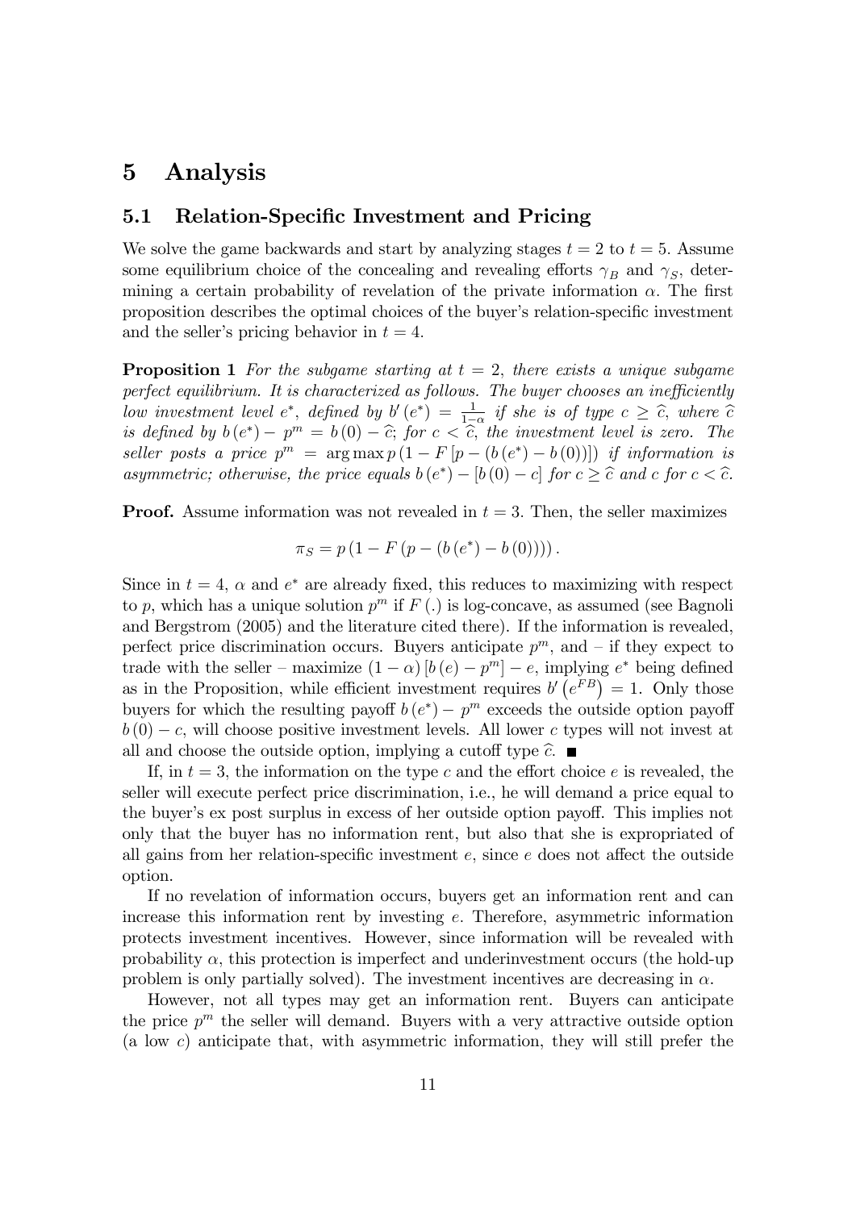# 5 Analysis

## 5.1 Relation-Specific Investment and Pricing

We solve the game backwards and start by analyzing stages $t = 2$ to $t = 5$. Assume some equilibrium choice of the concealing and revealing efforts $\gamma_B$ and $\gamma_S$, determining a certain probability of revelation of the private information $\alpha$. The first proposition describes the optimal choices of the buyer's relation-specific investment and the seller's pricing behavior in $t = 4$.

**Proposition 1** *For the subgame starting at $t = 2$, there exists a unique subgame perfect equilibrium. It is characterized as follows. The buyer chooses an inefficiently low investment level $e^*$, defined by $b'(e^*) = \frac{1}{1-\alpha}$ if she is of type $c \geq \widehat{c}$, where $\widehat{c}$ is defined by $b(e^*) - p^m = b(0) - \widehat{c}$; for $c < \widehat{c}$, the investment level is zero. The seller posts a price $p^m = \arg\max p(1 - F[p - (b(e^*) - b(0))])$ if information is asymmetric; otherwise, the price equals $b(e^*) - [b(0) - c]$ for $c \geq \widehat{c}$ and $c$ for $c < \widehat{c}$.*

**Proof.** Assume information was not revealed in $t = 3$. Then, the seller maximizes

$$\pi_S = p(1 - F(p - (b(e^*) - b(0)))).$$

Since in $t = 4$, $\alpha$ and $e^*$ are already fixed, this reduces to maximizing with respect to $p$, which has a unique solution $p^m$ if $F(.)$ is log-concave, as assumed (see Bagnoli and Bergstrom (2005) and the literature cited there). If the information is revealed, perfect price discrimination occurs. Buyers anticipate $p^m$, and – if they expect to trade with the seller – maximize $(1 - \alpha)[b(e) - p^m] - e$, implying $e^*$ being defined as in the Proposition, while efficient investment requires $b'(e^{FB}) = 1$. Only those buyers for which the resulting payoff $b(e^*) - p^m$ exceeds the outside option payoff $b(0) - c$, will choose positive investment levels. All lower $c$ types will not invest at all and choose the outside option, implying a cutoff type $\widehat{c}$. ■

If, in $t = 3$, the information on the type $c$ and the effort choice $e$ is revealed, the seller will execute perfect price discrimination, i.e., he will demand a price equal to the buyer's ex post surplus in excess of her outside option payoff. This implies not only that the buyer has no information rent, but also that she is expropriated of all gains from her relation-specific investment $e$, since $e$ does not affect the outside option.

If no revelation of information occurs, buyers get an information rent and can increase this information rent by investing $e$. Therefore, asymmetric information protects investment incentives. However, since information will be revealed with probability $\alpha$, this protection is imperfect and underinvestment occurs (the hold-up problem is only partially solved). The investment incentives are decreasing in $\alpha$.

However, not all types may get an information rent. Buyers can anticipate the price $p^m$ the seller will demand. Buyers with a very attractive outside option (a low $c$) anticipate that, with asymmetric information, they will still prefer the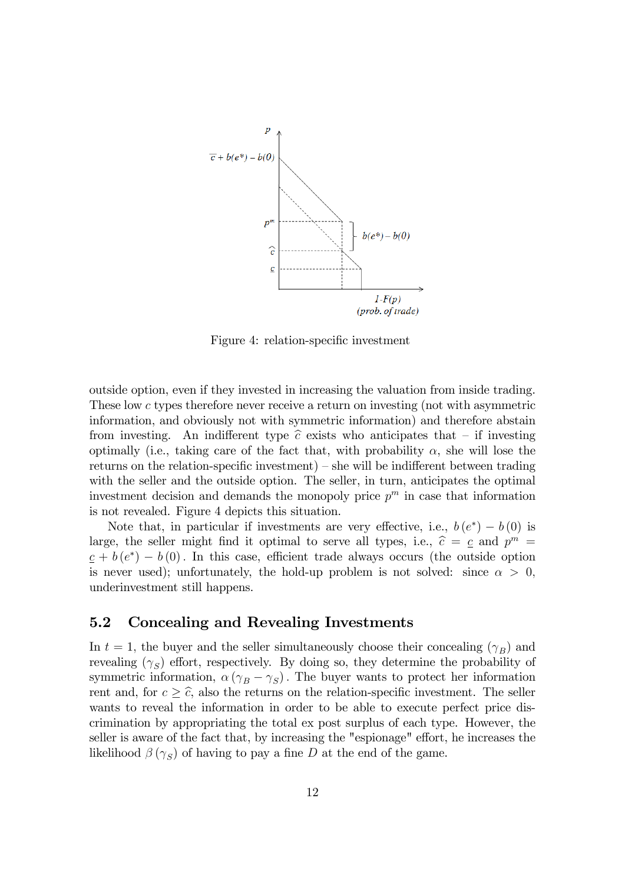Figure 4: relation-specific investment

outside option, even if they invested in increasing the valuation from inside trading. These low $c$ types therefore never receive a return on investing (not with asymmetric information, and obviously not with symmetric information) and therefore abstain from investing. An indifferent type $\widehat{c}$ exists who anticipates that – if investing optimally (i.e., taking care of the fact that, with probability $\alpha$, she will lose the returns on the relation-specific investment) – she will be indifferent between trading with the seller and the outside option. The seller, in turn, anticipates the optimal investment decision and demands the monopoly price $p^m$ in case that information is not revealed. Figure 4 depicts this situation.

Note that, in particular if investments are very effective, i.e., $b(e^*) - b(0)$ is large, the seller might find it optimal to serve all types, i.e., $\widehat{c} = \underline{c}$ and $p^m = \underline{c} + b(e^*) - b(0)$. In this case, efficient trade always occurs (the outside option is never used); unfortunately, the hold-up problem is not solved: since $\alpha > 0$, underinvestment still happens.

## 5.2 Concealing and Revealing Investments

In $t = 1$, the buyer and the seller simultaneously choose their concealing ($\gamma_B$) and revealing ($\gamma_S$) effort, respectively. By doing so, they determine the probability of symmetric information, $\alpha(\gamma_B - \gamma_S)$. The buyer wants to protect her information rent and, for $c \geq \widehat{c}$, also the returns on the relation-specific investment. The seller wants to reveal the information in order to be able to execute perfect price discrimination by appropriating the total ex post surplus of each type. However, the seller is aware of the fact that, by increasing the "espionage" effort, he increases the likelihood $\beta(\gamma_S)$ of having to pay a fine $D$ at the end of the game.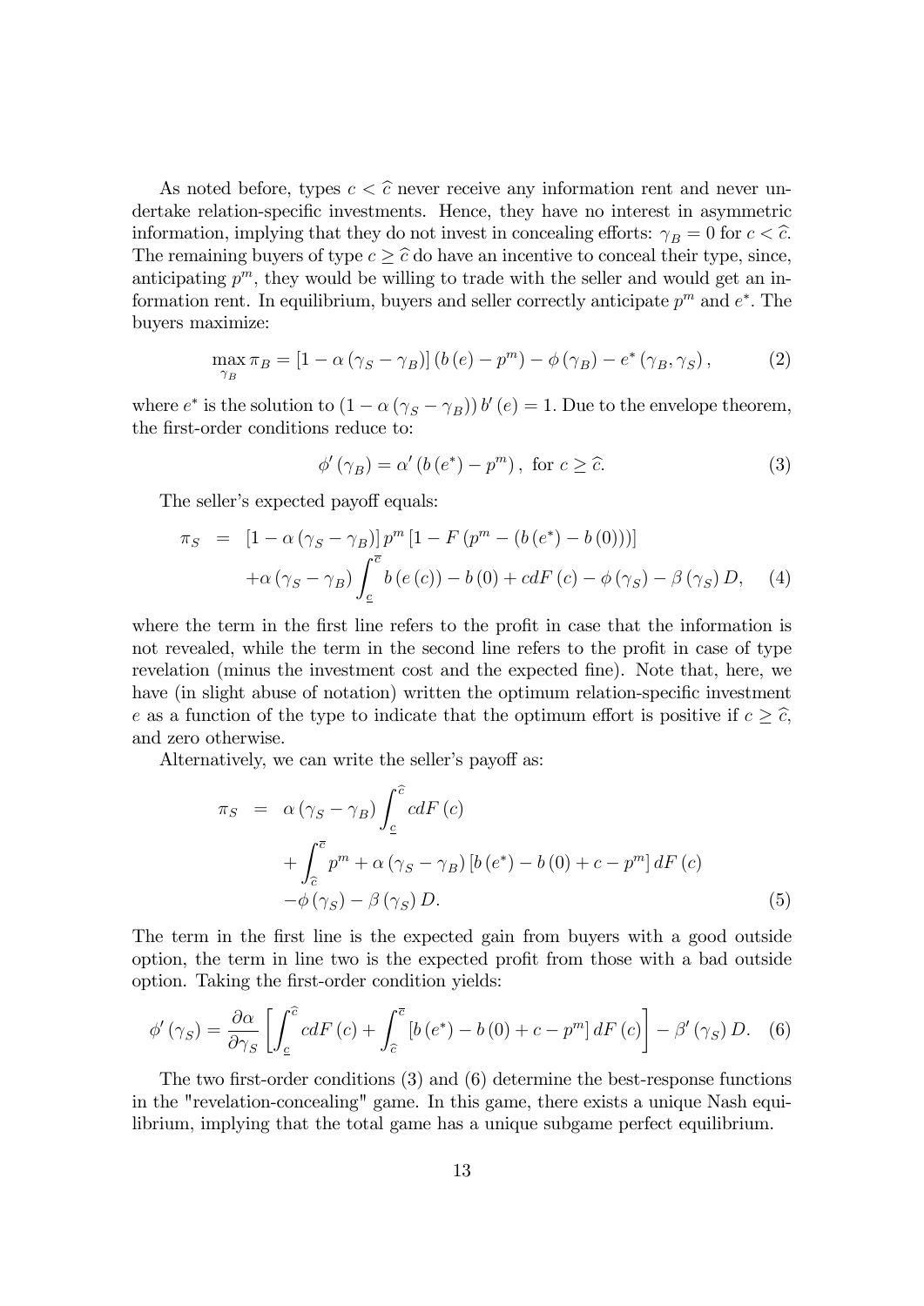As noted before, types $c < \widehat{c}$ never receive any information rent and never undertake relation-specific investments. Hence, they have no interest in asymmetric information, implying that they do not invest in concealing efforts: $\gamma_B = 0$ for $c < \widehat{c}$. The remaining buyers of type $c \geq \widehat{c}$ do have an incentive to conceal their type, since, anticipating $p^m$, they would be willing to trade with the seller and would get an information rent. In equilibrium, buyers and seller correctly anticipate $p^m$ and $e^*$. The buyers maximize:

$$\max_{\gamma_B} \pi_B = \left[1 - \alpha\left(\gamma_S - \gamma_B\right)\right]\left(b\left(e\right) - p^m\right) - \phi\left(\gamma_B\right) - e^*\left(\gamma_B, \gamma_S\right), \tag{2}$$

where $e^*$ is the solution to $\left(1 - \alpha\left(\gamma_S - \gamma_B\right)\right) b'\left(e\right) = 1$. Due to the envelope theorem, the first-order conditions reduce to:

$$\phi'\left(\gamma_B\right) = \alpha'\left(b\left(e^*\right) - p^m\right), \text{ for } c \geq \widehat{c}. \tag{3}$$

The seller's expected payoff equals:

$$\begin{aligned}
\pi_S &= \left[1 - \alpha\left(\gamma_S - \gamma_B\right)\right] p^m \left[1 - F\left(p^m - \left(b\left(e^*\right) - b\left(0\right)\right)\right)\right] \\
&\quad + \alpha\left(\gamma_S - \gamma_B\right) \int_{\underline{c}}^{\overline{c}} b\left(e\left(c\right)\right) - b\left(0\right) + c dF\left(c\right) - \phi\left(\gamma_S\right) - \beta\left(\gamma_S\right) D,
\end{aligned} \tag{4}$$

where the term in the first line refers to the profit in case that the information is not revealed, while the term in the second line refers to the profit in case of type revelation (minus the investment cost and the expected fine). Note that, here, we have (in slight abuse of notation) written the optimum relation-specific investment $e$ as a function of the type to indicate that the optimum effort is positive if $c \geq \widehat{c}$, and zero otherwise.

Alternatively, we can write the seller's payoff as:

$$\begin{aligned}
\pi_S &= \alpha\left(\gamma_S - \gamma_B\right) \int_{\underline{c}}^{\widehat{c}} c dF\left(c\right) \\
&\quad + \int_{\widehat{c}}^{\overline{c}} p^m + \alpha\left(\gamma_S - \gamma_B\right)\left[b\left(e^*\right) - b\left(0\right) + c - p^m\right] dF\left(c\right) \\
&\quad - \phi\left(\gamma_S\right) - \beta\left(\gamma_S\right) D.
\end{aligned} \tag{5}$$

The term in the first line is the expected gain from buyers with a good outside option, the term in line two is the expected profit from those with a bad outside option. Taking the first-order condition yields:

$$\phi'\left(\gamma_S\right) = \frac{\partial \alpha}{\partial \gamma_S}\left[\int_{\underline{c}}^{\widehat{c}} c dF\left(c\right) + \int_{\widehat{c}}^{\overline{c}} \left[b\left(e^*\right) - b\left(0\right) + c - p^m\right] dF\left(c\right)\right] - \beta'\left(\gamma_S\right) D. \tag{6}$$

The two first-order conditions (3) and (6) determine the best-response functions in the "revelation-concealing" game. In this game, there exists a unique Nash equilibrium, implying that the total game has a unique subgame perfect equilibrium.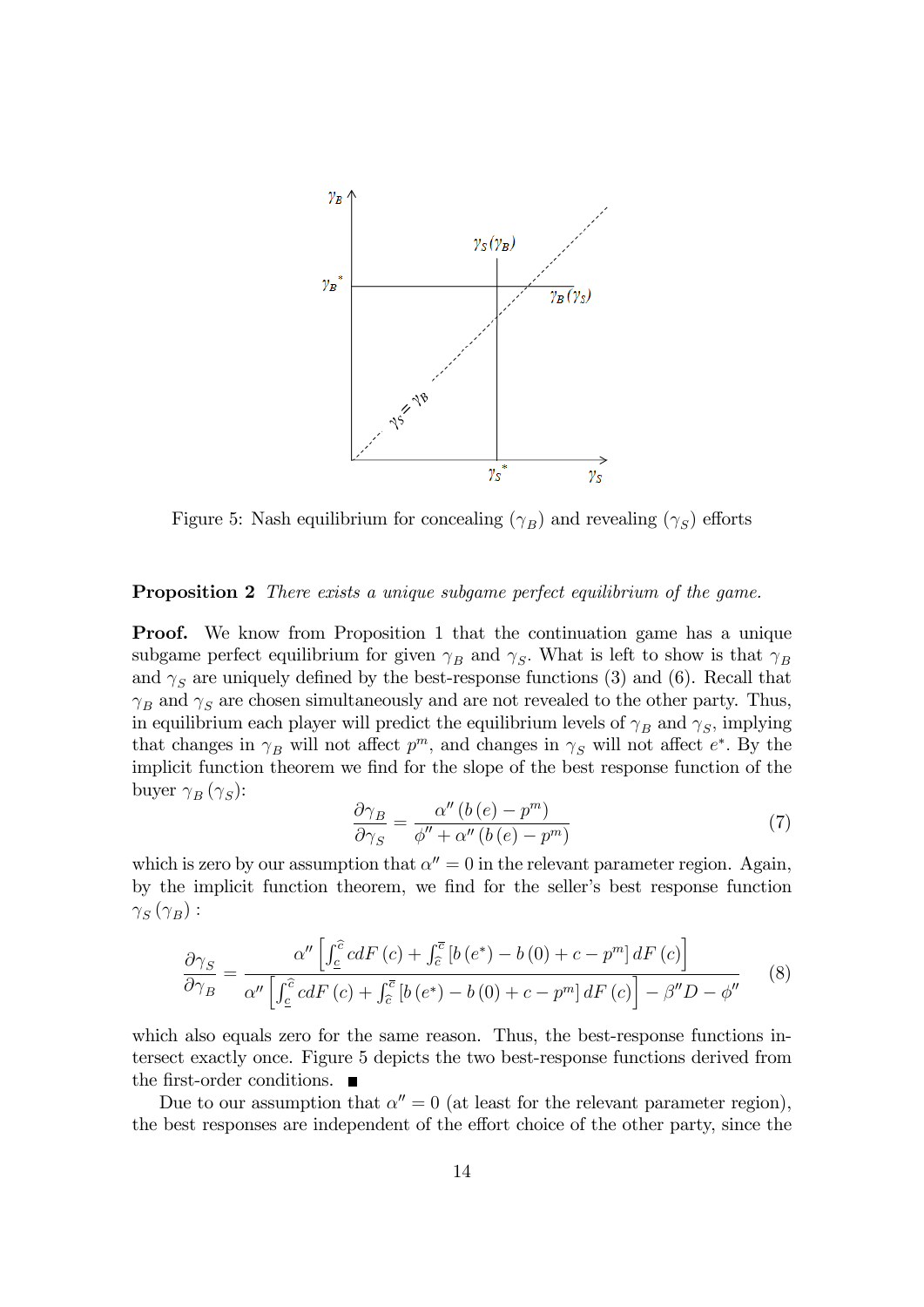Figure 5: Nash equilibrium for concealing ($\gamma_B$) and revealing ($\gamma_S$) efforts

**Proposition 2** *There exists a unique subgame perfect equilibrium of the game.*

**Proof.** We know from Proposition 1 that the continuation game has a unique subgame perfect equilibrium for given $\gamma_B$ and $\gamma_S$. What is left to show is that $\gamma_B$ and $\gamma_S$ are uniquely defined by the best-response functions (3) and (6). Recall that $\gamma_B$ and $\gamma_S$ are chosen simultaneously and are not revealed to the other party. Thus, in equilibrium each player will predict the equilibrium levels of $\gamma_B$ and $\gamma_S$, implying that changes in $\gamma_B$ will not affect $p^m$, and changes in $\gamma_S$ will not affect $e^*$. By the implicit function theorem we find for the slope of the best response function of the buyer $\gamma_B(\gamma_S)$:

$$\frac{\partial \gamma_B}{\partial \gamma_S} = \frac{\alpha''(b(e) - p^m)}{\phi'' + \alpha''(b(e) - p^m)} \tag{7}$$

which is zero by our assumption that $\alpha'' = 0$ in the relevant parameter region. Again, by the implicit function theorem, we find for the seller's best response function $\gamma_S(\gamma_B)$ :

$$\frac{\partial \gamma_S}{\partial \gamma_B} = \frac{\alpha''\left[\int_{\underline{c}}^{\widehat{c}} c dF(c) + \int_{\widehat{c}}^{\overline{c}} [b(e^*) - b(0) + c - p^m] dF(c)\right]}{\alpha''\left[\int_{\underline{c}}^{\widehat{c}} c dF(c) + \int_{\widehat{c}}^{\overline{c}} [b(e^*) - b(0) + c - p^m] dF(c)\right] - \beta'' D - \phi''} \tag{8}$$

which also equals zero for the same reason. Thus, the best-response functions intersect exactly once. Figure 5 depicts the two best-response functions derived from the first-order conditions. ■

Due to our assumption that $\alpha'' = 0$ (at least for the relevant parameter region), the best responses are independent of the effort choice of the other party, since the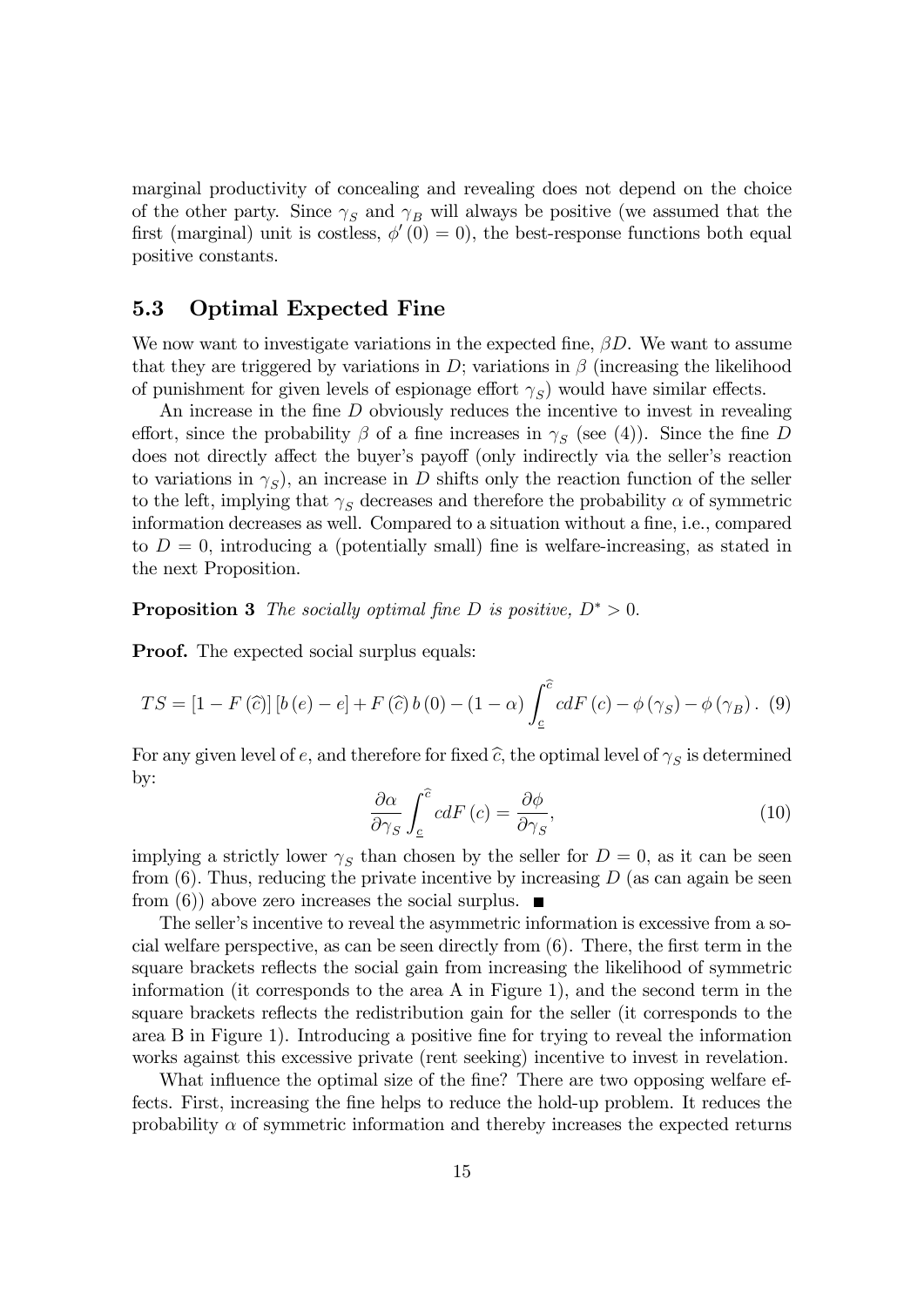marginal productivity of concealing and revealing does not depend on the choice of the other party. Since $\gamma_S$ and $\gamma_B$ will always be positive (we assumed that the first (marginal) unit is costless, $\phi'(0) = 0$), the best-response functions both equal positive constants.

### 5.3 Optimal Expected Fine

We now want to investigate variations in the expected fine, $\beta D$. We want to assume that they are triggered by variations in $D$; variations in $\beta$ (increasing the likelihood of punishment for given levels of espionage effort $\gamma_S$) would have similar effects.

An increase in the fine $D$ obviously reduces the incentive to invest in revealing effort, since the probability $\beta$ of a fine increases in $\gamma_S$ (see (4)). Since the fine $D$ does not directly affect the buyer's payoff (only indirectly via the seller's reaction to variations in $\gamma_S$), an increase in $D$ shifts only the reaction function of the seller to the left, implying that $\gamma_S$ decreases and therefore the probability $\alpha$ of symmetric information decreases as well. Compared to a situation without a fine, i.e., compared to $D = 0$, introducing a (potentially small) fine is welfare-increasing, as stated in the next Proposition.

**Proposition 3** *The socially optimal fine $D$ is positive, $D^* > 0$.*

**Proof.** The expected social surplus equals:

$$TS = [1 - F(\widehat{c})][b(e) - e] + F(\widehat{c})\, b(0) - (1 - \alpha) \int_{\underline{c}}^{\widehat{c}} c dF(c) - \phi(\gamma_S) - \phi(\gamma_B). \quad (9)$$

For any given level of $e$, and therefore for fixed $\widehat{c}$, the optimal level of $\gamma_S$ is determined by:

$$\frac{\partial \alpha}{\partial \gamma_S} \int_{\underline{c}}^{\widehat{c}} c dF(c) = \frac{\partial \phi}{\partial \gamma_S}, \quad (10)$$

implying a strictly lower $\gamma_S$ than chosen by the seller for $D = 0$, as it can be seen from (6). Thus, reducing the private incentive by increasing $D$ (as can again be seen from (6)) above zero increases the social surplus. ■

The seller's incentive to reveal the asymmetric information is excessive from a social welfare perspective, as can be seen directly from (6). There, the first term in the square brackets reflects the social gain from increasing the likelihood of symmetric information (it corresponds to the area A in Figure 1), and the second term in the square brackets reflects the redistribution gain for the seller (it corresponds to the area B in Figure 1). Introducing a positive fine for trying to reveal the information works against this excessive private (rent seeking) incentive to invest in revelation.

What influence the optimal size of the fine? There are two opposing welfare effects. First, increasing the fine helps to reduce the hold-up problem. It reduces the probability $\alpha$ of symmetric information and thereby increases the expected returns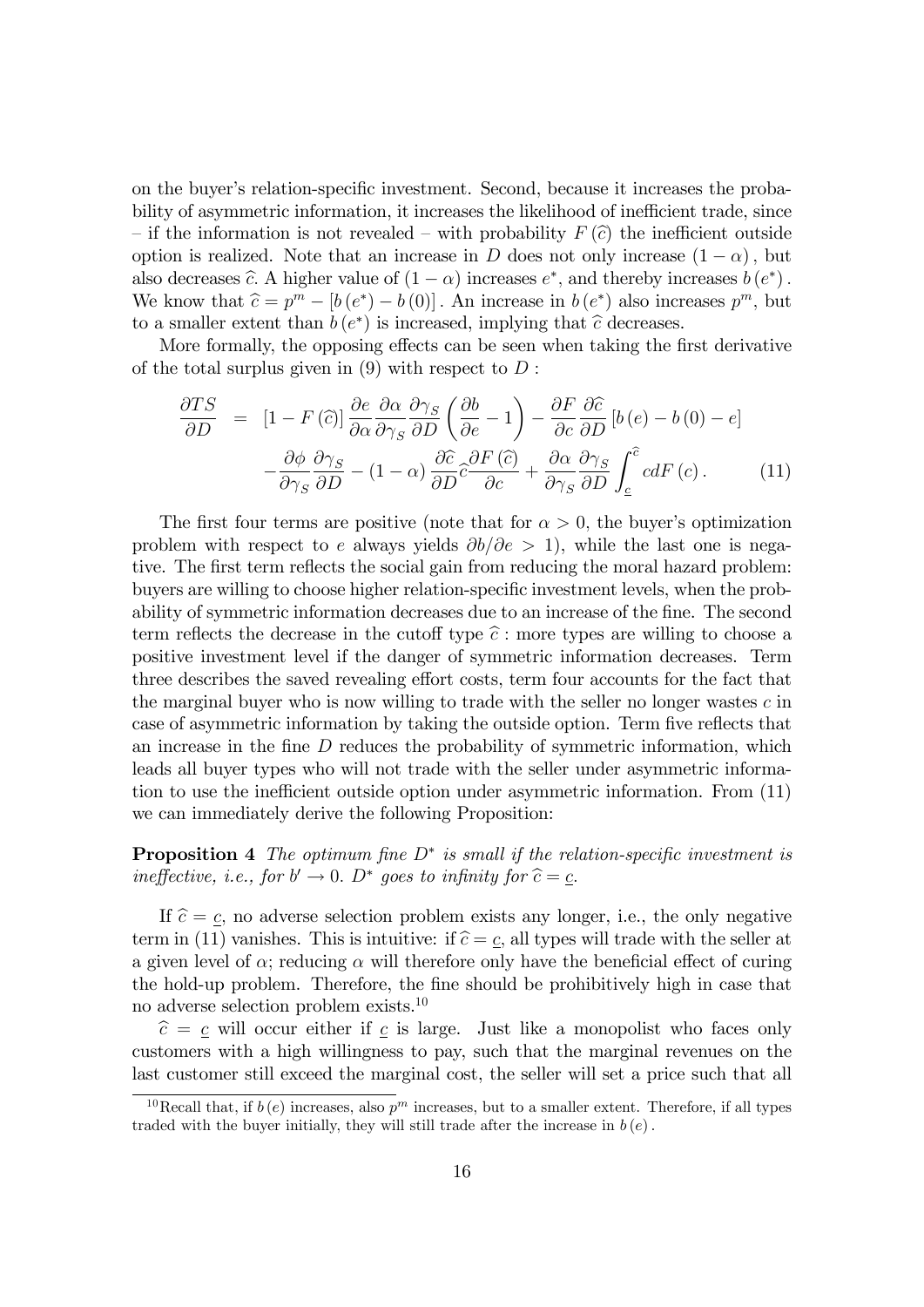on the buyer's relation-specific investment. Second, because it increases the probability of asymmetric information, it increases the likelihood of inefficient trade, since – if the information is not revealed – with probability $F(\widehat{c})$ the inefficient outside option is realized. Note that an increase in $D$ does not only increase $(1-\alpha)$, but also decreases $\widehat{c}$. A higher value of $(1-\alpha)$ increases $e^*$, and thereby increases $b(e^*)$. We know that $\widehat{c} = p^m - [b(e^*) - b(0)]$. An increase in $b(e^*)$ also increases $p^m$, but to a smaller extent than $b(e^*)$ is increased, implying that $\widehat{c}$ decreases.

More formally, the opposing effects can be seen when taking the first derivative of the total surplus given in (9) with respect to $D$ :

$$
\begin{aligned}
\frac{\partial TS}{\partial D} &= [1 - F(\widehat{c})] \frac{\partial e}{\partial \alpha} \frac{\partial \alpha}{\partial \gamma_S} \frac{\partial \gamma_S}{\partial D} \left( \frac{\partial b}{\partial e} - 1 \right) - \frac{\partial F}{\partial c} \frac{\partial \widehat{c}}{\partial D} [b(e) - b(0) - e] \\
&\quad - \frac{\partial \phi}{\partial \gamma_S} \frac{\partial \gamma_S}{\partial D} - (1-\alpha) \frac{\partial \widehat{c}}{\partial D} \widehat{c} \frac{\partial F(\widehat{c})}{\partial c} + \frac{\partial \alpha}{\partial \gamma_S} \frac{\partial \gamma_S}{\partial D} \int_{\underline{c}}^{\widehat{c}} c dF(c). \qquad (11)
\end{aligned}
$$

The first four terms are positive (note that for $\alpha > 0$, the buyer's optimization problem with respect to $e$ always yields $\partial b / \partial e > 1$), while the last one is negative. The first term reflects the social gain from reducing the moral hazard problem: buyers are willing to choose higher relation-specific investment levels, when the probability of symmetric information decreases due to an increase of the fine. The second term reflects the decrease in the cutoff type $\widehat{c}$ : more types are willing to choose a positive investment level if the danger of symmetric information decreases. Term three describes the saved revealing effort costs, term four accounts for the fact that the marginal buyer who is now willing to trade with the seller no longer wastes $c$ in case of asymmetric information by taking the outside option. Term five reflects that an increase in the fine $D$ reduces the probability of symmetric information, which leads all buyer types who will not trade with the seller under asymmetric information to use the inefficient outside option under asymmetric information. From (11) we can immediately derive the following Proposition:

**Proposition 4** *The optimum fine $D^*$ is small if the relation-specific investment is ineffective, i.e., for $b' \to 0$. $D^*$ goes to infinity for $\widehat{c} = \underline{c}$.*

If $\widehat{c} = \underline{c}$, no adverse selection problem exists any longer, i.e., the only negative term in (11) vanishes. This is intuitive: if $\widehat{c} = \underline{c}$, all types will trade with the seller at a given level of $\alpha$; reducing $\alpha$ will therefore only have the beneficial effect of curing the hold-up problem. Therefore, the fine should be prohibitively high in case that no adverse selection problem exists.[10]

$\widehat{c} = \underline{c}$ will occur either if $\underline{c}$ is large. Just like a monopolist who faces only customers with a high willingness to pay, such that the marginal revenues on the last customer still exceed the marginal cost, the seller will set a price such that all

[10] Recall that, if $b(e)$ increases, also $p^m$ increases, but to a smaller extent. Therefore, if all types traded with the buyer initially, they will still trade after the increase in $b(e)$.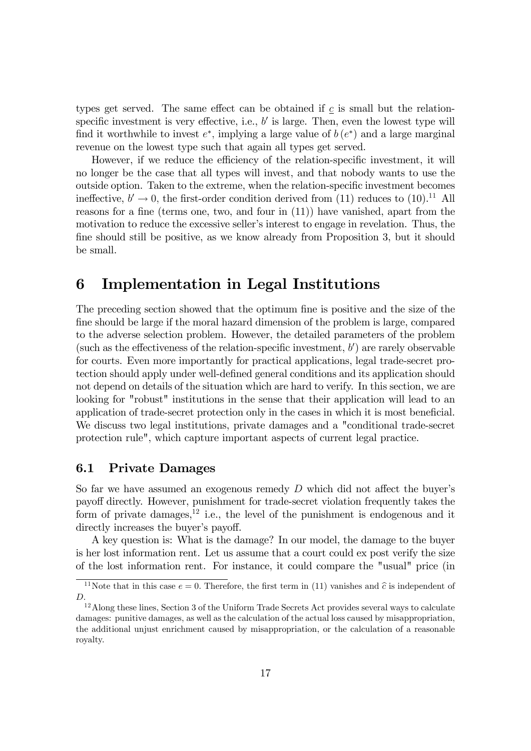types get served. The same effect can be obtained if $\underline{c}$ is small but the relation-specific investment is very effective, i.e., $b'$ is large. Then, even the lowest type will find it worthwhile to invest $e^*$, implying a large value of $b(e^*)$ and a large marginal revenue on the lowest type such that again all types get served.

However, if we reduce the efficiency of the relation-specific investment, it will no longer be the case that all types will invest, and that nobody wants to use the outside option. Taken to the extreme, when the relation-specific investment becomes ineffective, $b' \to 0$, the first-order condition derived from (11) reduces to (10).[11] All reasons for a fine (terms one, two, and four in (11)) have vanished, apart from the motivation to reduce the excessive seller's interest to engage in revelation. Thus, the fine should still be positive, as we know already from Proposition 3, but it should be small.

# 6 Implementation in Legal Institutions

The preceding section showed that the optimum fine is positive and the size of the fine should be large if the moral hazard dimension of the problem is large, compared to the adverse selection problem. However, the detailed parameters of the problem (such as the effectiveness of the relation-specific investment, $b'$) are rarely observable for courts. Even more importantly for practical applications, legal trade-secret protection should apply under well-defined general conditions and its application should not depend on details of the situation which are hard to verify. In this section, we are looking for "robust" institutions in the sense that their application will lead to an application of trade-secret protection only in the cases in which it is most beneficial. We discuss two legal institutions, private damages and a "conditional trade-secret protection rule", which capture important aspects of current legal practice.

## 6.1 Private Damages

So far we have assumed an exogenous remedy $D$ which did not affect the buyer's payoff directly. However, punishment for trade-secret violation frequently takes the form of private damages,[12] i.e., the level of the punishment is endogenous and it directly increases the buyer's payoff.

A key question is: What is the damage? In our model, the damage to the buyer is her lost information rent. Let us assume that a court could ex post verify the size of the lost information rent. For instance, it could compare the "usual" price (in

[11] Note that in this case $e = 0$. Therefore, the first term in (11) vanishes and $\widehat{c}$ is independent of $D$.

[12] Along these lines, Section 3 of the Uniform Trade Secrets Act provides several ways to calculate damages: punitive damages, as well as the calculation of the actual loss caused by misappropriation, the additional unjust enrichment caused by misappropriation, or the calculation of a reasonable royalty.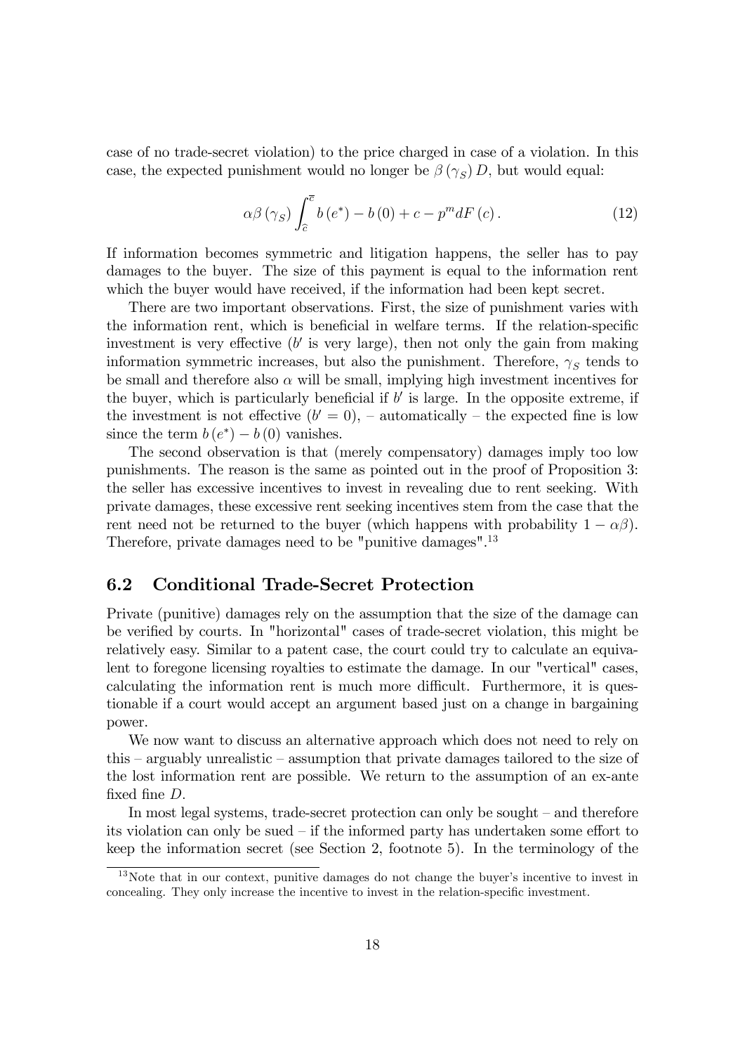case of no trade-secret violation) to the price charged in case of a violation. In this case, the expected punishment would no longer be $\beta(\gamma_S) D$, but would equal:

$$\alpha\beta(\gamma_S) \int_{\hat{c}}^{\bar{c}} b(e^*) - b(0) + c - p^m dF(c) . \tag{12}$$

If information becomes symmetric and litigation happens, the seller has to pay damages to the buyer. The size of this payment is equal to the information rent which the buyer would have received, if the information had been kept secret.

There are two important observations. First, the size of punishment varies with the information rent, which is beneficial in welfare terms. If the relation-specific investment is very effective ($b'$ is very large), then not only the gain from making information symmetric increases, but also the punishment. Therefore, $\gamma_S$ tends to be small and therefore also $\alpha$ will be small, implying high investment incentives for the buyer, which is particularly beneficial if $b'$ is large. In the opposite extreme, if the investment is not effective ($b' = 0$), – automatically – the expected fine is low since the term $b(e^*) - b(0)$ vanishes.

The second observation is that (merely compensatory) damages imply too low punishments. The reason is the same as pointed out in the proof of Proposition 3: the seller has excessive incentives to invest in revealing due to rent seeking. With private damages, these excessive rent seeking incentives stem from the case that the rent need not be returned to the buyer (which happens with probability $1 - \alpha\beta$). Therefore, private damages need to be "punitive damages".[13]

## 6.2 Conditional Trade-Secret Protection

Private (punitive) damages rely on the assumption that the size of the damage can be verified by courts. In "horizontal" cases of trade-secret violation, this might be relatively easy. Similar to a patent case, the court could try to calculate an equivalent to foregone licensing royalties to estimate the damage. In our "vertical" cases, calculating the information rent is much more difficult. Furthermore, it is questionable if a court would accept an argument based just on a change in bargaining power.

We now want to discuss an alternative approach which does not need to rely on this – arguably unrealistic – assumption that private damages tailored to the size of the lost information rent are possible. We return to the assumption of an ex-ante fixed fine $D$.

In most legal systems, trade-secret protection can only be sought – and therefore its violation can only be sued – if the informed party has undertaken some effort to keep the information secret (see Section 2, footnote 5). In the terminology of the

[13] Note that in our context, punitive damages do not change the buyer's incentive to invest in concealing. They only increase the incentive to invest in the relation-specific investment.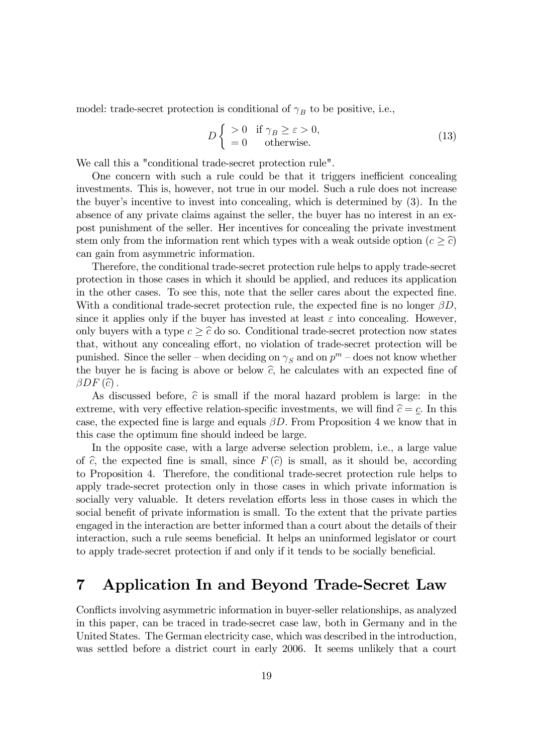model: trade-secret protection is conditional of $\gamma_B$ to be positive, i.e.,

$$D\begin{cases} >0 & \text{if } \gamma_B \geq \varepsilon > 0, \\ =0 & \text{otherwise.} \end{cases} \tag{13}$$

We call this a "conditional trade-secret protection rule".

One concern with such a rule could be that it triggers inefficient concealing investments. This is, however, not true in our model. Such a rule does not increase the buyer's incentive to invest into concealing, which is determined by (3). In the absence of any private claims against the seller, the buyer has no interest in an ex-post punishment of the seller. Her incentives for concealing the private investment stem only from the information rent which types with a weak outside option ($c \geq \widehat{c}$) can gain from asymmetric information.

Therefore, the conditional trade-secret protection rule helps to apply trade-secret protection in those cases in which it should be applied, and reduces its application in the other cases. To see this, note that the seller cares about the expected fine. With a conditional trade-secret protection rule, the expected fine is no longer $\beta D$, since it applies only if the buyer has invested at least $\varepsilon$ into concealing. However, only buyers with a type $c \geq \widehat{c}$ do so. Conditional trade-secret protection now states that, without any concealing effort, no violation of trade-secret protection will be punished. Since the seller – when deciding on $\gamma_S$ and on $p^m$ – does not know whether the buyer he is facing is above or below $\widehat{c}$, he calculates with an expected fine of $\beta DF(\widehat{c})$.

As discussed before, $\widehat{c}$ is small if the moral hazard problem is large: in the extreme, with very effective relation-specific investments, we will find $\widehat{c} = \underline{c}$. In this case, the expected fine is large and equals $\beta D$. From Proposition 4 we know that in this case the optimum fine should indeed be large.

In the opposite case, with a large adverse selection problem, i.e., a large value of $\widehat{c}$, the expected fine is small, since $F(\widehat{c})$ is small, as it should be, according to Proposition 4. Therefore, the conditional trade-secret protection rule helps to apply trade-secret protection only in those cases in which private information is socially very valuable. It deters revelation efforts less in those cases in which the social benefit of private information is small. To the extent that the private parties engaged in the interaction are better informed than a court about the details of their interaction, such a rule seems beneficial. It helps an uninformed legislator or court to apply trade-secret protection if and only if it tends to be socially beneficial.

# 7 Application In and Beyond Trade-Secret Law

Conflicts involving asymmetric information in buyer-seller relationships, as analyzed in this paper, can be traced in trade-secret case law, both in Germany and in the United States. The German electricity case, which was described in the introduction, was settled before a district court in early 2006. It seems unlikely that a court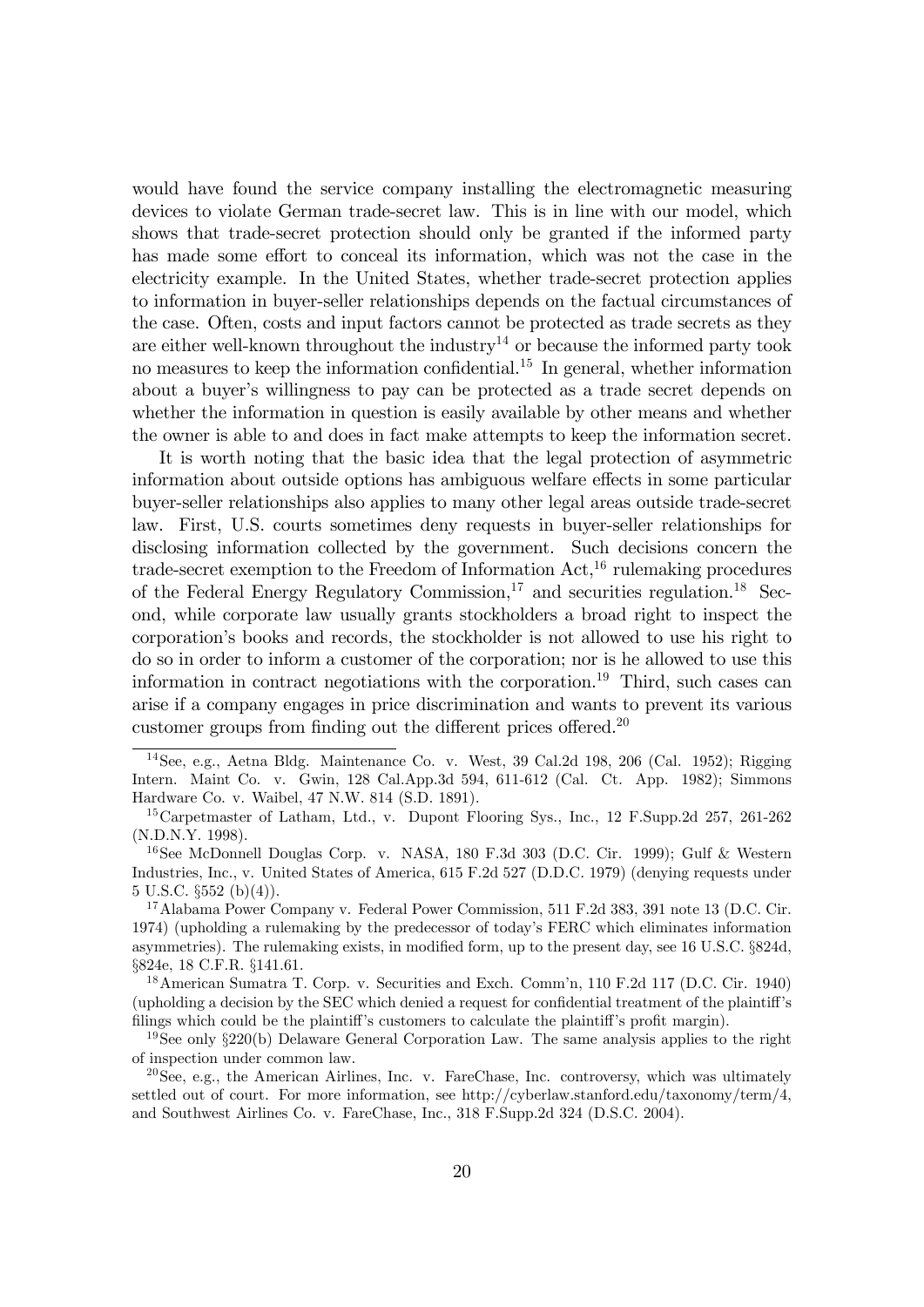would have found the service company installing the electromagnetic measuring devices to violate German trade-secret law. This is in line with our model, which shows that trade-secret protection should only be granted if the informed party has made some effort to conceal its information, which was not the case in the electricity example. In the United States, whether trade-secret protection applies to information in buyer-seller relationships depends on the factual circumstances of the case. Often, costs and input factors cannot be protected as trade secrets as they are either well-known throughout the industry[14] or because the informed party took no measures to keep the information confidential.[15] In general, whether information about a buyer's willingness to pay can be protected as a trade secret depends on whether the information in question is easily available by other means and whether the owner is able to and does in fact make attempts to keep the information secret.

It is worth noting that the basic idea that the legal protection of asymmetric information about outside options has ambiguous welfare effects in some particular buyer-seller relationships also applies to many other legal areas outside trade-secret law. First, U.S. courts sometimes deny requests in buyer-seller relationships for disclosing information collected by the government. Such decisions concern the trade-secret exemption to the Freedom of Information Act,[16] rulemaking procedures of the Federal Energy Regulatory Commission,[17] and securities regulation.[18] Second, while corporate law usually grants stockholders a broad right to inspect the corporation's books and records, the stockholder is not allowed to use his right to do so in order to inform a customer of the corporation; nor is he allowed to use this information in contract negotiations with the corporation.[19] Third, such cases can arise if a company engages in price discrimination and wants to prevent its various customer groups from finding out the different prices offered.[20]

---

[14] See, e.g., Aetna Bldg. Maintenance Co. v. West, 39 Cal.2d 198, 206 (Cal. 1952); Rigging Intern. Maint Co. v. Gwin, 128 Cal.App.3d 594, 611-612 (Cal. Ct. App. 1982); Simmons Hardware Co. v. Waibel, 47 N.W. 814 (S.D. 1891).

[15] Carpetmaster of Latham, Ltd., v. Dupont Flooring Sys., Inc., 12 F.Supp.2d 257, 261-262 (N.D.N.Y. 1998).

[16] See McDonnell Douglas Corp. v. NASA, 180 F.3d 303 (D.C. Cir. 1999); Gulf & Western Industries, Inc., v. United States of America, 615 F.2d 527 (D.D.C. 1979) (denying requests under 5 U.S.C. §552 (b)(4)).

[17] Alabama Power Company v. Federal Power Commission, 511 F.2d 383, 391 note 13 (D.C. Cir. 1974) (upholding a rulemaking by the predecessor of today's FERC which eliminates information asymmetries). The rulemaking exists, in modified form, up to the present day, see 16 U.S.C. §824d, §824e, 18 C.F.R. §141.61.

[18] American Sumatra T. Corp. v. Securities and Exch. Comm'n, 110 F.2d 117 (D.C. Cir. 1940) (upholding a decision by the SEC which denied a request for confidential treatment of the plaintiff's filings which could be the plaintiff's customers to calculate the plaintiff's profit margin).

[19] See only §220(b) Delaware General Corporation Law. The same analysis applies to the right of inspection under common law.

[20] See, e.g., the American Airlines, Inc. v. FareChase, Inc. controversy, which was ultimately settled out of court. For more information, see http://cyberlaw.stanford.edu/taxonomy/term/4, and Southwest Airlines Co. v. FareChase, Inc., 318 F.Supp.2d 324 (D.S.C. 2004).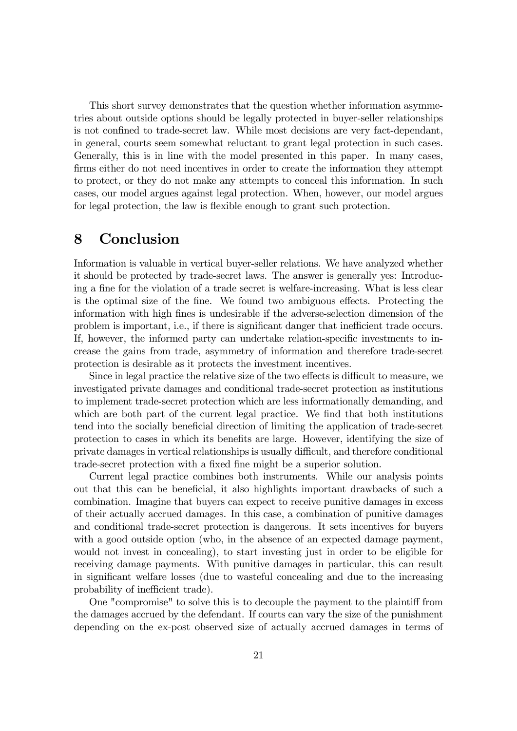This short survey demonstrates that the question whether information asymmetries about outside options should be legally protected in buyer-seller relationships is not confined to trade-secret law. While most decisions are very fact-dependant, in general, courts seem somewhat reluctant to grant legal protection in such cases. Generally, this is in line with the model presented in this paper. In many cases, firms either do not need incentives in order to create the information they attempt to protect, or they do not make any attempts to conceal this information. In such cases, our model argues against legal protection. When, however, our model argues for legal protection, the law is flexible enough to grant such protection.

# 8 Conclusion

Information is valuable in vertical buyer-seller relations. We have analyzed whether it should be protected by trade-secret laws. The answer is generally yes: Introducing a fine for the violation of a trade secret is welfare-increasing. What is less clear is the optimal size of the fine. We found two ambiguous effects. Protecting the information with high fines is undesirable if the adverse-selection dimension of the problem is important, i.e., if there is significant danger that inefficient trade occurs. If, however, the informed party can undertake relation-specific investments to increase the gains from trade, asymmetry of information and therefore trade-secret protection is desirable as it protects the investment incentives.

Since in legal practice the relative size of the two effects is difficult to measure, we investigated private damages and conditional trade-secret protection as institutions to implement trade-secret protection which are less informationally demanding, and which are both part of the current legal practice. We find that both institutions tend into the socially beneficial direction of limiting the application of trade-secret protection to cases in which its benefits are large. However, identifying the size of private damages in vertical relationships is usually difficult, and therefore conditional trade-secret protection with a fixed fine might be a superior solution.

Current legal practice combines both instruments. While our analysis points out that this can be beneficial, it also highlights important drawbacks of such a combination. Imagine that buyers can expect to receive punitive damages in excess of their actually accrued damages. In this case, a combination of punitive damages and conditional trade-secret protection is dangerous. It sets incentives for buyers with a good outside option (who, in the absence of an expected damage payment, would not invest in concealing), to start investing just in order to be eligible for receiving damage payments. With punitive damages in particular, this can result in significant welfare losses (due to wasteful concealing and due to the increasing probability of inefficient trade).

One "compromise" to solve this is to decouple the payment to the plaintiff from the damages accrued by the defendant. If courts can vary the size of the punishment depending on the ex-post observed size of actually accrued damages in terms of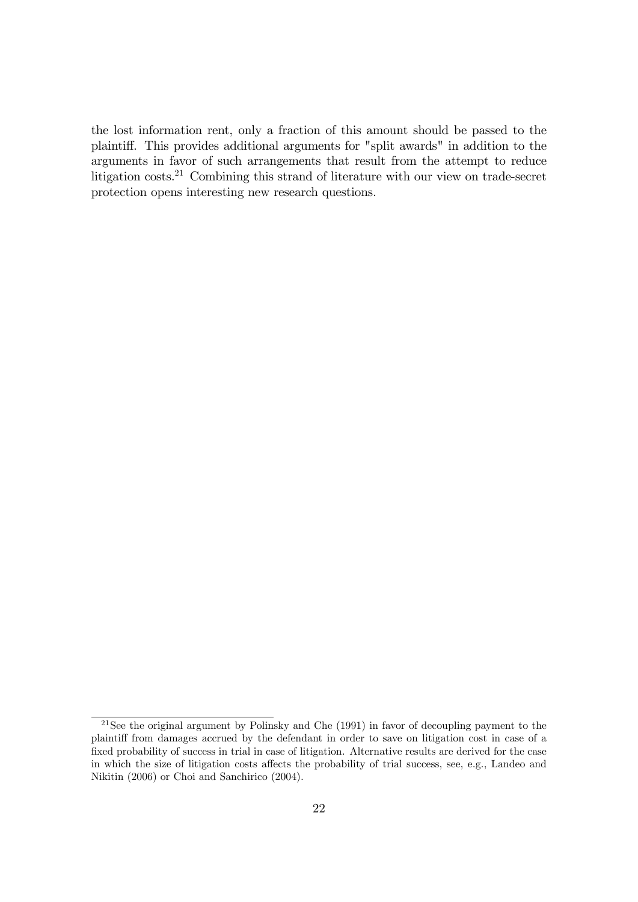the lost information rent, only a fraction of this amount should be passed to the plaintiff. This provides additional arguments for "split awards" in addition to the arguments in favor of such arrangements that result from the attempt to reduce litigation costs.[21] Combining this strand of literature with our view on trade-secret protection opens interesting new research questions.

[21] See the original argument by Polinsky and Che (1991) in favor of decoupling payment to the plaintiff from damages accrued by the defendant in order to save on litigation cost in case of a fixed probability of success in trial in case of litigation. Alternative results are derived for the case in which the size of litigation costs affects the probability of trial success, see, e.g., Landeo and Nikitin (2006) or Choi and Sanchirico (2004).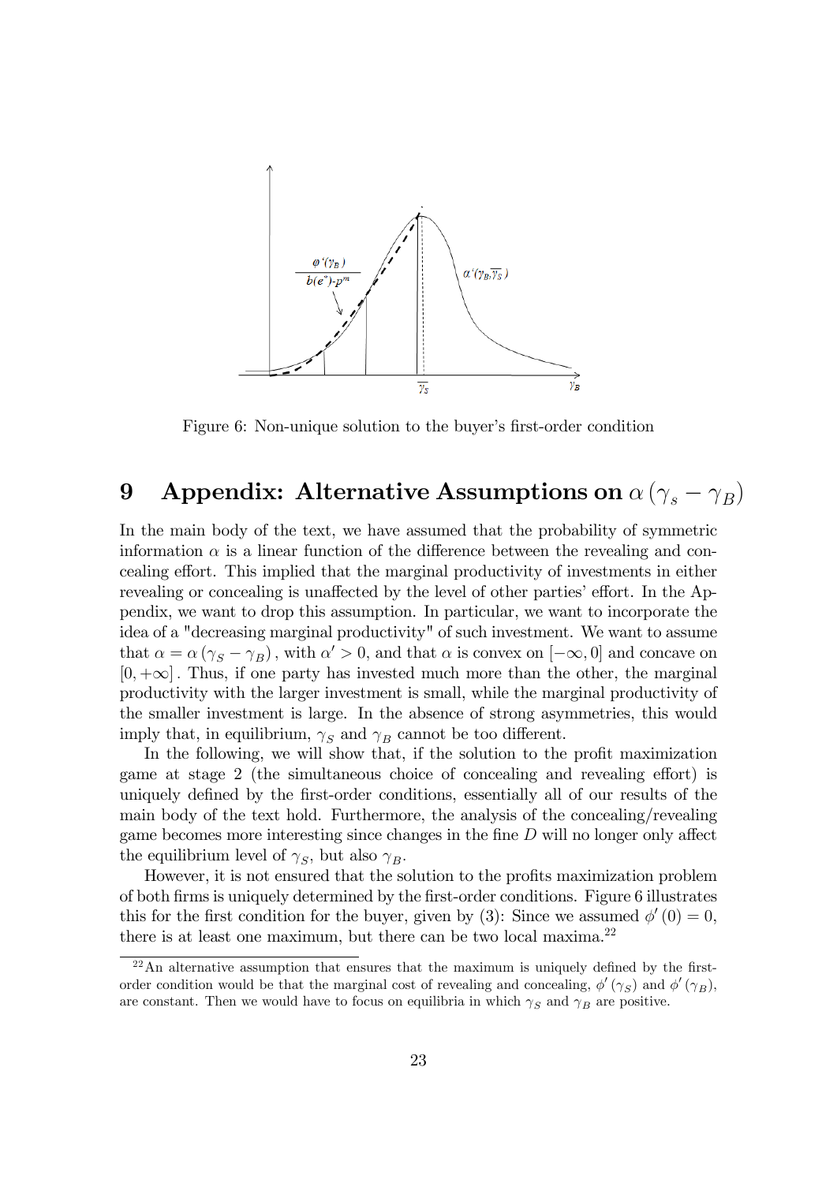Figure 6: Non-unique solution to the buyer's first-order condition

# 9 Appendix: Alternative Assumptions on $\alpha(\gamma_s - \gamma_B)$

In the main body of the text, we have assumed that the probability of symmetric information $\alpha$ is a linear function of the difference between the revealing and concealing effort. This implied that the marginal productivity of investments in either revealing or concealing is unaffected by the level of other parties' effort. In the Appendix, we want to drop this assumption. In particular, we want to incorporate the idea of a "decreasing marginal productivity" of such investment. We want to assume that $\alpha = \alpha(\gamma_S - \gamma_B)$, with $\alpha' > 0$, and that $\alpha$ is convex on $[-\infty, 0]$ and concave on $[0, +\infty]$. Thus, if one party has invested much more than the other, the marginal productivity with the larger investment is small, while the marginal productivity of the smaller investment is large. In the absence of strong asymmetries, this would imply that, in equilibrium, $\gamma_S$ and $\gamma_B$ cannot be too different.

In the following, we will show that, if the solution to the profit maximization game at stage 2 (the simultaneous choice of concealing and revealing effort) is uniquely defined by the first-order conditions, essentially all of our results of the main body of the text hold. Furthermore, the analysis of the concealing/revealing game becomes more interesting since changes in the fine $D$ will no longer only affect the equilibrium level of $\gamma_S$, but also $\gamma_B$.

However, it is not ensured that the solution to the profits maximization problem of both firms is uniquely determined by the first-order conditions. Figure 6 illustrates this for the first condition for the buyer, given by (3): Since we assumed $\phi'(0) = 0$, there is at least one maximum, but there can be two local maxima.[22]

[22] An alternative assumption that ensures that the maximum is uniquely defined by the first-order condition would be that the marginal cost of revealing and concealing, $\phi'(\gamma_S)$ and $\phi'(\gamma_B)$, are constant. Then we would have to focus on equilibria in which $\gamma_S$ and $\gamma_B$ are positive.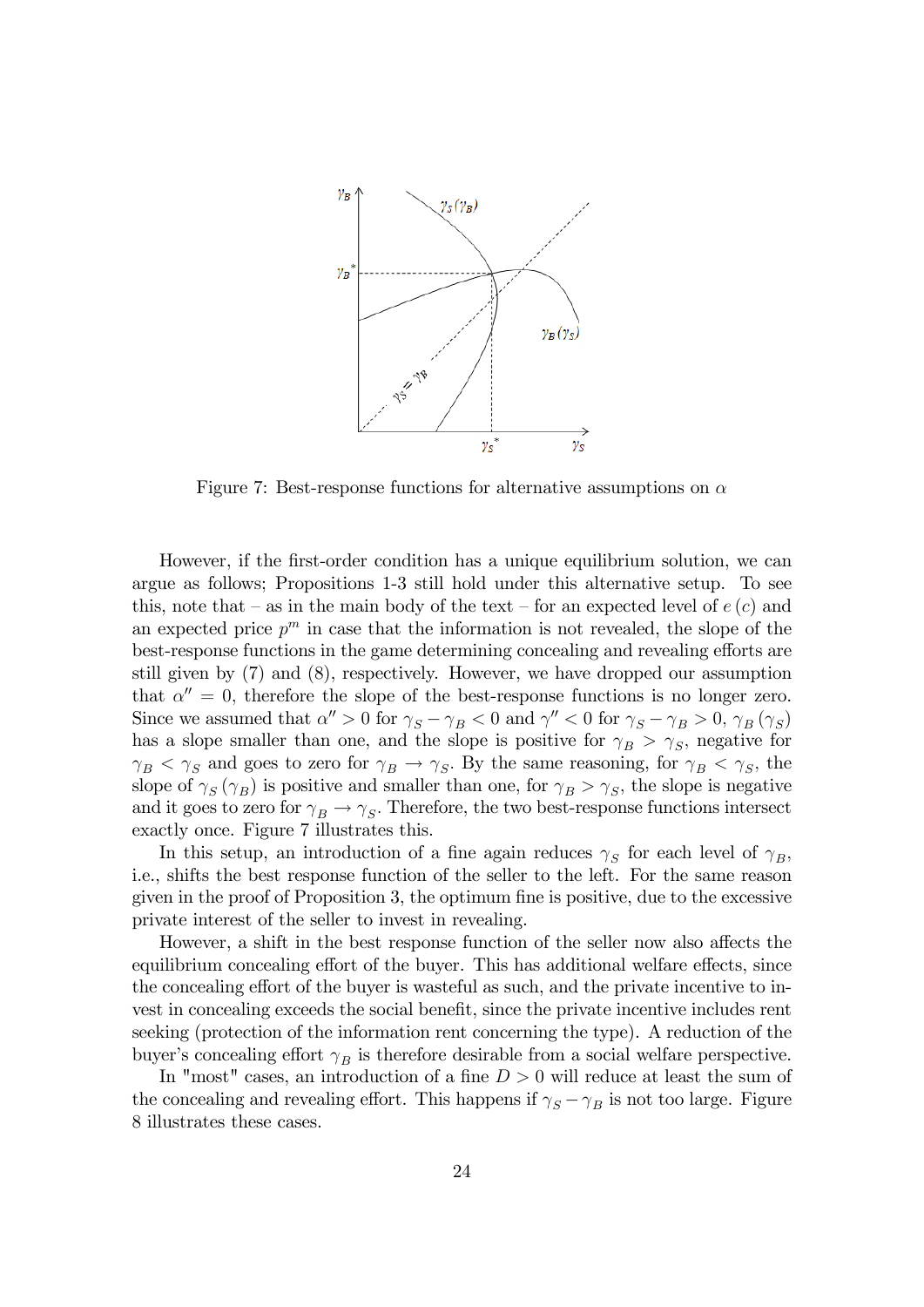Figure 7: Best-response functions for alternative assumptions on $\alpha$

However, if the first-order condition has a unique equilibrium solution, we can argue as follows; Propositions 1-3 still hold under this alternative setup. To see this, note that – as in the main body of the text – for an expected level of $e(c)$ and an expected price $p^m$ in case that the information is not revealed, the slope of the best-response functions in the game determining concealing and revealing efforts are still given by (7) and (8), respectively. However, we have dropped our assumption that $\alpha'' = 0$, therefore the slope of the best-response functions is no longer zero. Since we assumed that $\alpha'' > 0$ for $\gamma_S - \gamma_B < 0$ and $\gamma'' < 0$ for $\gamma_S - \gamma_B > 0$, $\gamma_B(\gamma_S)$ has a slope smaller than one, and the slope is positive for $\gamma_B > \gamma_S$, negative for $\gamma_B < \gamma_S$ and goes to zero for $\gamma_B \to \gamma_S$. By the same reasoning, for $\gamma_B < \gamma_S$, the slope of $\gamma_S(\gamma_B)$ is positive and smaller than one, for $\gamma_B > \gamma_S$, the slope is negative and it goes to zero for $\gamma_B \to \gamma_S$. Therefore, the two best-response functions intersect exactly once. Figure 7 illustrates this.

In this setup, an introduction of a fine again reduces $\gamma_S$ for each level of $\gamma_B$, i.e., shifts the best response function of the seller to the left. For the same reason given in the proof of Proposition 3, the optimum fine is positive, due to the excessive private interest of the seller to invest in revealing.

However, a shift in the best response function of the seller now also affects the equilibrium concealing effort of the buyer. This has additional welfare effects, since the concealing effort of the buyer is wasteful as such, and the private incentive to invest in concealing exceeds the social benefit, since the private incentive includes rent seeking (protection of the information rent concerning the type). A reduction of the buyer's concealing effort $\gamma_B$ is therefore desirable from a social welfare perspective.

In "most" cases, an introduction of a fine $D > 0$ will reduce at least the sum of the concealing and revealing effort. This happens if $\gamma_S - \gamma_B$ is not too large. Figure 8 illustrates these cases.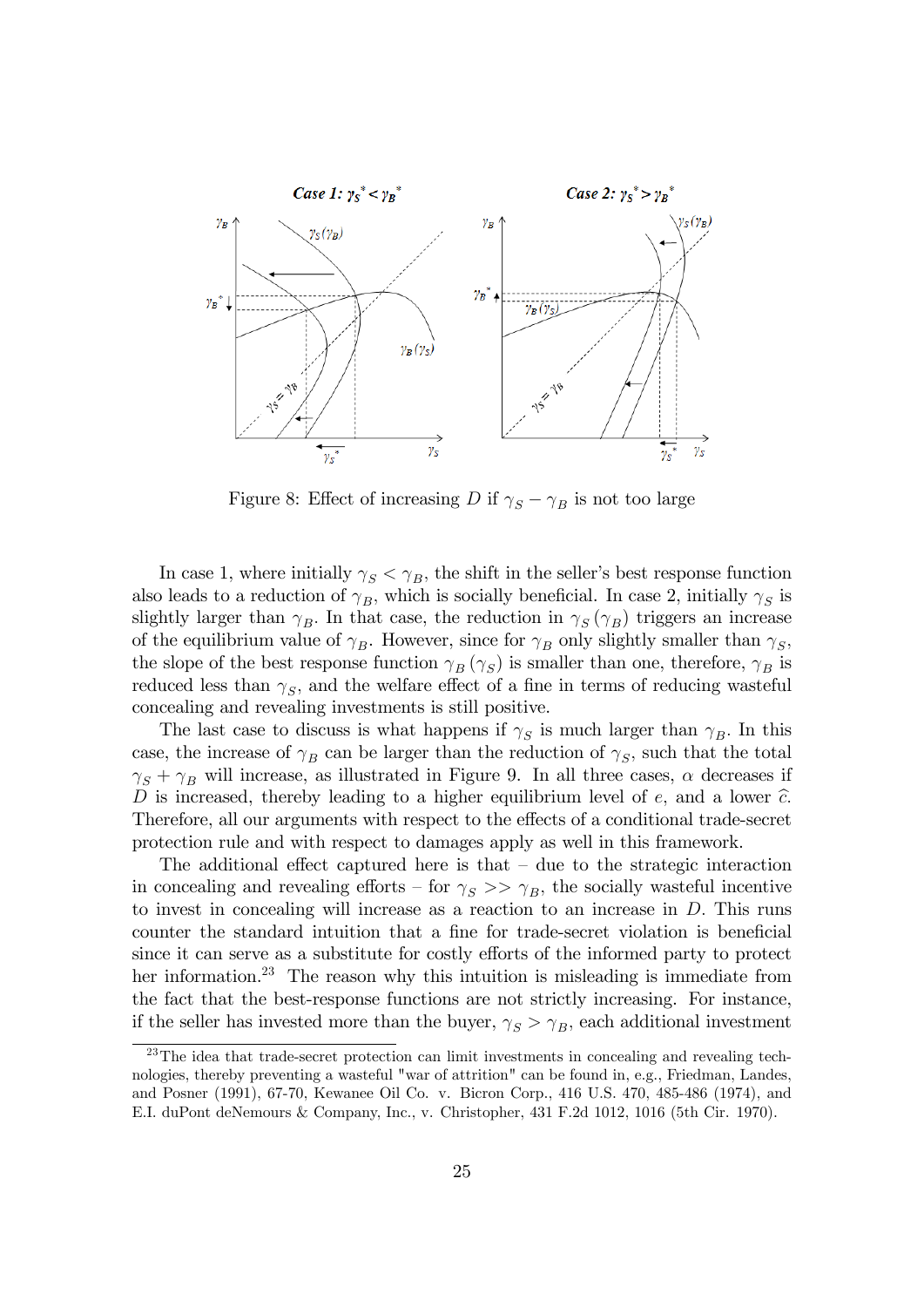Figure 8: Effect of increasing $D$ if $\gamma_S - \gamma_B$ is not too large

In case 1, where initially $\gamma_S < \gamma_B$, the shift in the seller's best response function also leads to a reduction of $\gamma_B$, which is socially beneficial. In case 2, initially $\gamma_S$ is slightly larger than $\gamma_B$. In that case, the reduction in $\gamma_S(\gamma_B)$ triggers an increase of the equilibrium value of $\gamma_B$. However, since for $\gamma_B$ only slightly smaller than $\gamma_S$, the slope of the best response function $\gamma_B(\gamma_S)$ is smaller than one, therefore, $\gamma_B$ is reduced less than $\gamma_S$, and the welfare effect of a fine in terms of reducing wasteful concealing and revealing investments is still positive.

The last case to discuss is what happens if $\gamma_S$ is much larger than $\gamma_B$. In this case, the increase of $\gamma_B$ can be larger than the reduction of $\gamma_S$, such that the total $\gamma_S + \gamma_B$ will increase, as illustrated in Figure 9. In all three cases, $\alpha$ decreases if $D$ is increased, thereby leading to a higher equilibrium level of $e$, and a lower $\widehat{c}$. Therefore, all our arguments with respect to the effects of a conditional trade-secret protection rule and with respect to damages apply as well in this framework.

The additional effect captured here is that – due to the strategic interaction in concealing and revealing efforts – for $\gamma_S >> \gamma_B$, the socially wasteful incentive to invest in concealing will increase as a reaction to an increase in $D$. This runs counter the standard intuition that a fine for trade-secret violation is beneficial since it can serve as a substitute for costly efforts of the informed party to protect her information.[23] The reason why this intuition is misleading is immediate from the fact that the best-response functions are not strictly increasing. For instance, if the seller has invested more than the buyer, $\gamma_S > \gamma_B$, each additional investment

[23] The idea that trade-secret protection can limit investments in concealing and revealing technologies, thereby preventing a wasteful "war of attrition" can be found in, e.g., Friedman, Landes, and Posner (1991), 67-70, Kewanee Oil Co. v. Bicron Corp., 416 U.S. 470, 485-486 (1974), and E.I. duPont deNemours & Company, Inc., v. Christopher, 431 F.2d 1012, 1016 (5th Cir. 1970).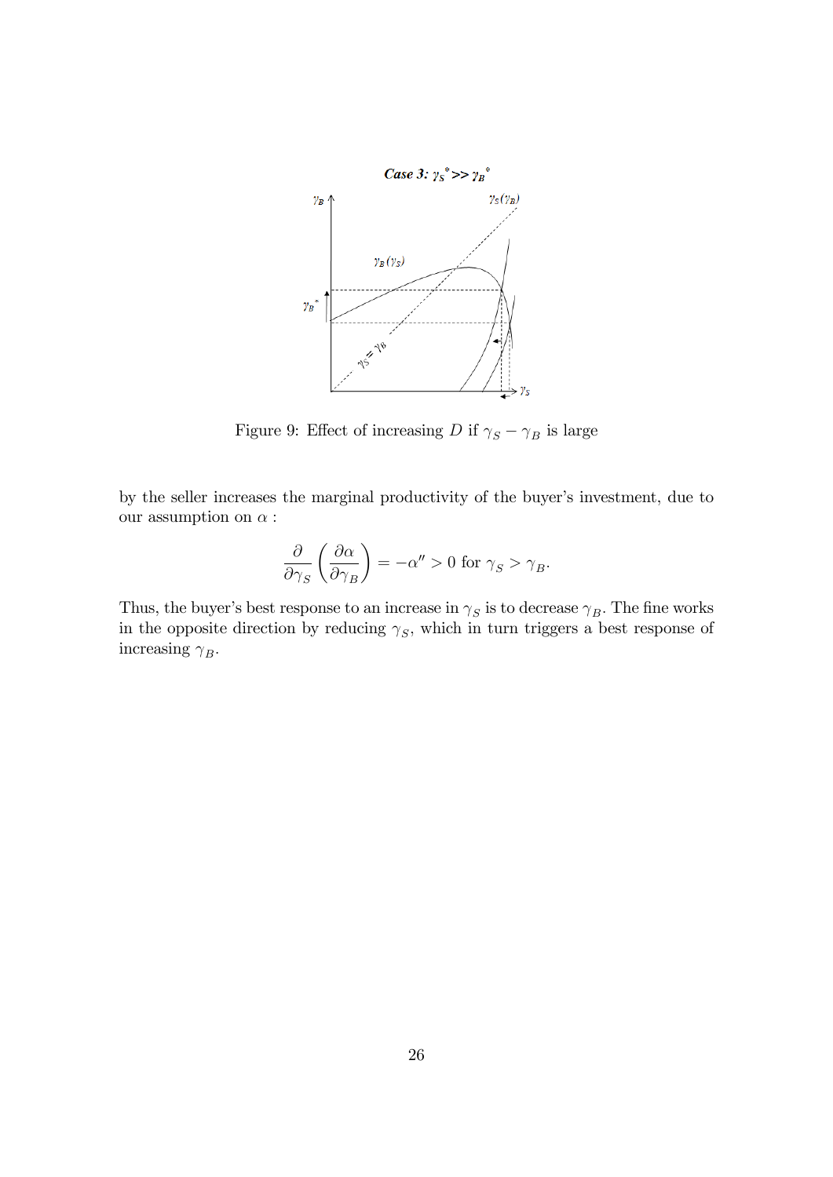Case 3: $\gamma_S^* >> \gamma_B^*$

Figure 9: Effect of increasing $D$ if $\gamma_S - \gamma_B$ is large

by the seller increases the marginal productivity of the buyer's investment, due to our assumption on $\alpha$ :

$$\frac{\partial}{\partial \gamma_S}\left(\frac{\partial \alpha}{\partial \gamma_B}\right) = -\alpha'' > 0 \text{ for } \gamma_S > \gamma_B.$$

Thus, the buyer's best response to an increase in $\gamma_S$ is to decrease $\gamma_B$. The fine works in the opposite direction by reducing $\gamma_S$, which in turn triggers a best response of increasing $\gamma_B$.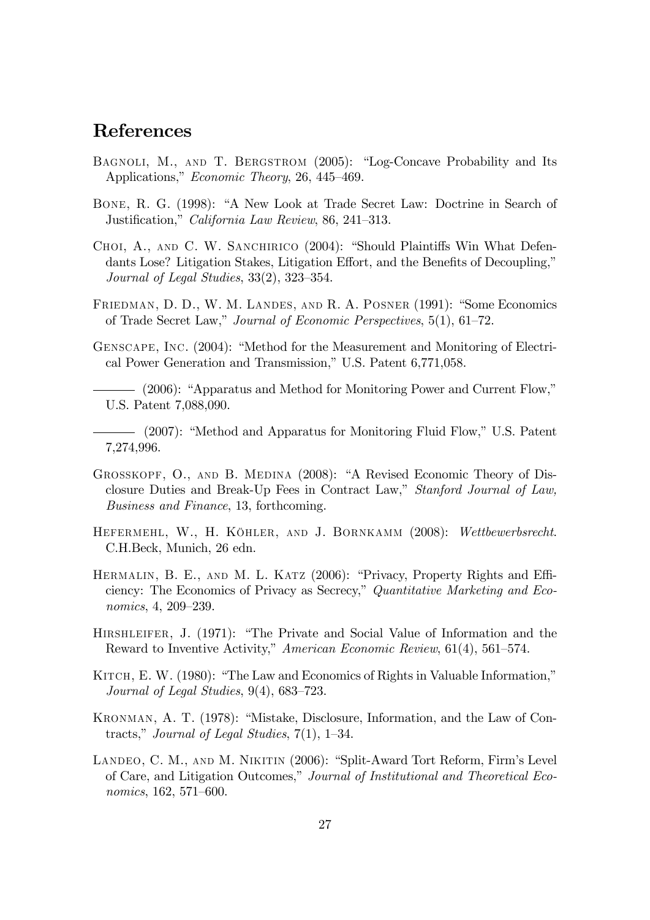## References

Bagnoli, M., and T. Bergstrom (2005): "Log-Concave Probability and Its Applications," *Economic Theory*, 26, 445–469.

Bone, R. G. (1998): "A New Look at Trade Secret Law: Doctrine in Search of Justification," *California Law Review*, 86, 241–313.

Choi, A., and C. W. Sanchirico (2004): "Should Plaintiffs Win What Defendants Lose? Litigation Stakes, Litigation Effort, and the Benefits of Decoupling," *Journal of Legal Studies*, 33(2), 323–354.

Friedman, D. D., W. M. Landes, and R. A. Posner (1991): "Some Economics of Trade Secret Law," *Journal of Economic Perspectives*, 5(1), 61–72.

Genscape, Inc. (2004): "Method for the Measurement and Monitoring of Electrical Power Generation and Transmission," U.S. Patent 6,771,058.

——— (2006): "Apparatus and Method for Monitoring Power and Current Flow," U.S. Patent 7,088,090.

——— (2007): "Method and Apparatus for Monitoring Fluid Flow," U.S. Patent 7,274,996.

Grosskopf, O., and B. Medina (2008): "A Revised Economic Theory of Disclosure Duties and Break-Up Fees in Contract Law," *Stanford Journal of Law, Business and Finance*, 13, forthcoming.

Hefermehl, W., H. Köhler, and J. Bornkamm (2008): *Wettbewerbsrecht*. C.H.Beck, Munich, 26 edn.

Hermalin, B. E., and M. L. Katz (2006): "Privacy, Property Rights and Efficiency: The Economics of Privacy as Secrecy," *Quantitative Marketing and Economics*, 4, 209–239.

Hirshleifer, J. (1971): "The Private and Social Value of Information and the Reward to Inventive Activity," *American Economic Review*, 61(4), 561–574.

Kitch, E. W. (1980): "The Law and Economics of Rights in Valuable Information," *Journal of Legal Studies*, 9(4), 683–723.

Kronman, A. T. (1978): "Mistake, Disclosure, Information, and the Law of Contracts," *Journal of Legal Studies*, 7(1), 1–34.

Landeo, C. M., and M. Nikitin (2006): "Split-Award Tort Reform, Firm's Level of Care, and Litigation Outcomes," *Journal of Institutional and Theoretical Economics*, 162, 571–600.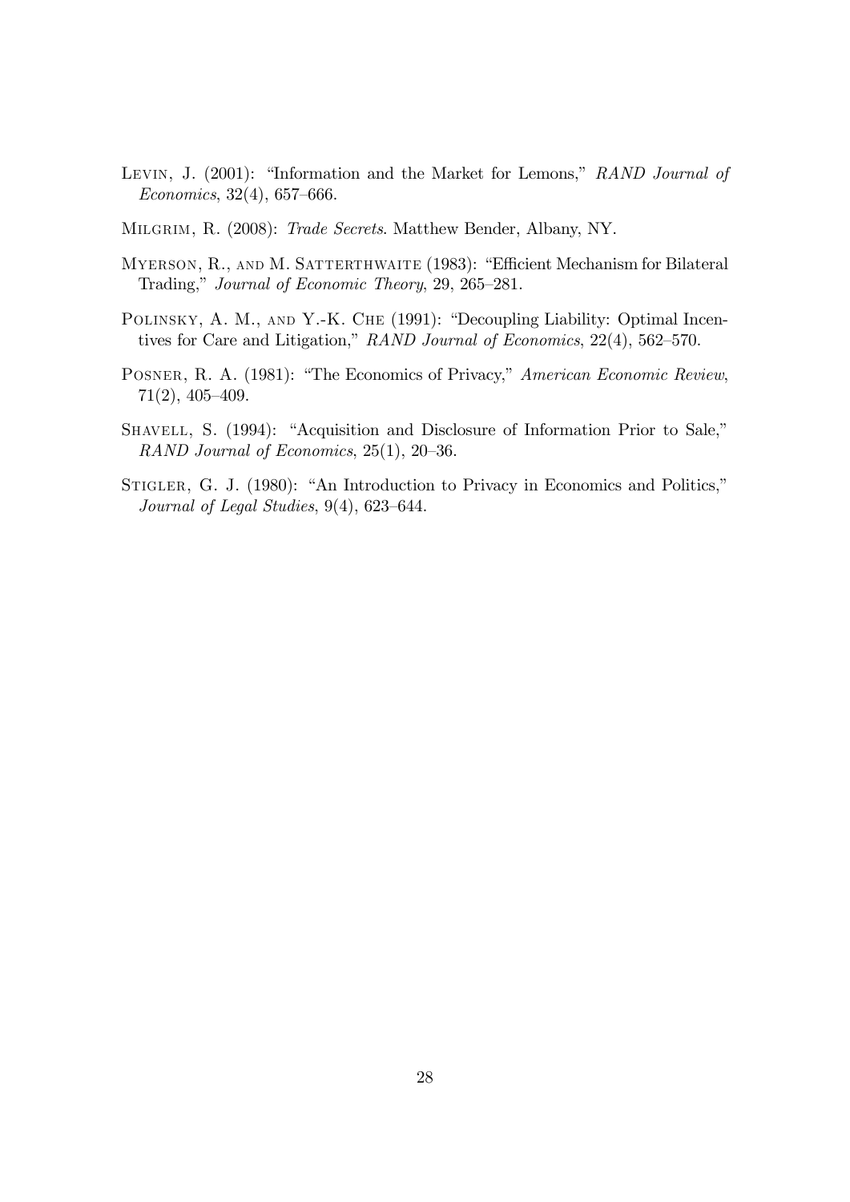Levin, J. (2001): "Information and the Market for Lemons," *RAND Journal of Economics*, 32(4), 657–666.

Milgrim, R. (2008): *Trade Secrets*. Matthew Bender, Albany, NY.

Myerson, R., and M. Satterthwaite (1983): "Efficient Mechanism for Bilateral Trading," *Journal of Economic Theory*, 29, 265–281.

Polinsky, A. M., and Y.-K. Che (1991): "Decoupling Liability: Optimal Incentives for Care and Litigation," *RAND Journal of Economics*, 22(4), 562–570.

Posner, R. A. (1981): "The Economics of Privacy," *American Economic Review*, 71(2), 405–409.

Shavell, S. (1994): "Acquisition and Disclosure of Information Prior to Sale," *RAND Journal of Economics*, 25(1), 20–36.

Stigler, G. J. (1980): "An Introduction to Privacy in Economics and Politics," *Journal of Legal Studies*, 9(4), 623–644.